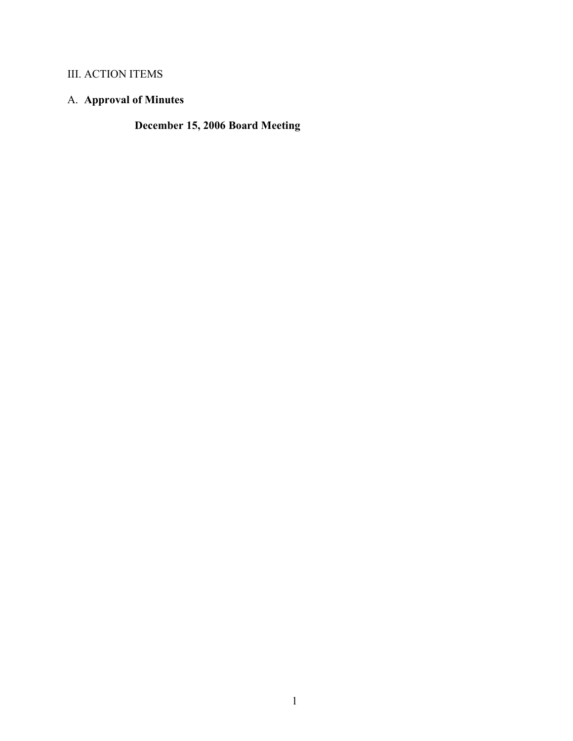III. ACTION ITEMS

A. **Approval of Minutes**

**December 15, 2006 Board Meeting**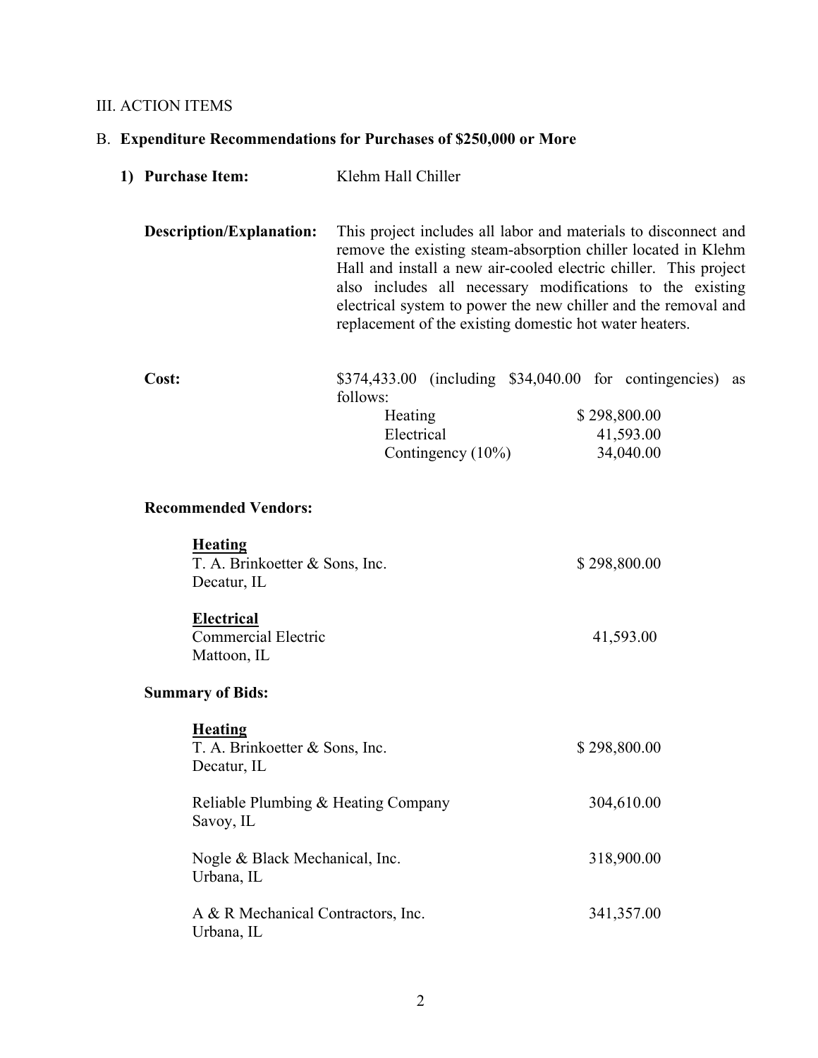III. ACTION ITEMS

B. **Expenditure Recommendations for Purchases of $250,000 or More**

**1) Purchase Item:** Klehm Hall Chiller

**Description/Explanation:** This project includes all labor and materials to disconnect and remove the existing steam-absorption chiller located in Klehm Hall and install a new air-cooled electric chiller. This project also includes all necessary modifications to the existing electrical system to power the new chiller and the removal and replacement of the existing domestic hot water heaters.

**Cost:** $374,433.00 (including $34,040.00 for contingencies) as follows:

| | |
|---|---|
| Heating | $ 298,800.00 |
| Electrical | 41,593.00 |
| Contingency (10%) | 34,040.00 |

**Recommended Vendors:**

| | |
|---|---|
| **Heating** | |
| T. A. Brinkoetter & Sons, Inc.<br>Decatur, IL | $ 298,800.00 |
| **Electrical** | |
| Commercial Electric<br>Mattoon, IL | 41,593.00 |

**Summary of Bids:**

| | |
|---|---|
| **Heating** | |
| T. A. Brinkoetter & Sons, Inc.<br>Decatur, IL | $ 298,800.00 |
| Reliable Plumbing & Heating Company<br>Savoy, IL | 304,610.00 |
| Nogle & Black Mechanical, Inc.<br>Urbana, IL | 318,900.00 |
| A & R Mechanical Contractors, Inc.<br>Urbana, IL | 341,357.00 |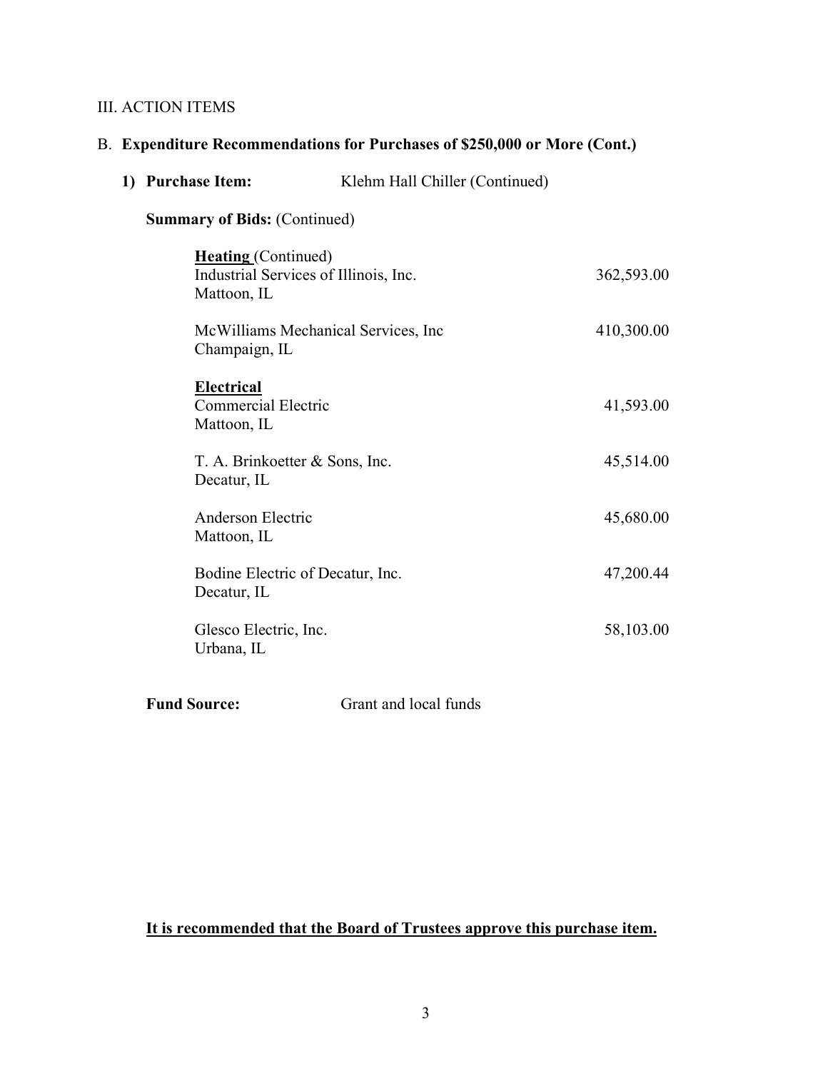III. ACTION ITEMS

B. **Expenditure Recommendations for Purchases of $250,000 or More (Cont.)**

1) **Purchase Item:** Klehm Hall Chiller (Continued)

**Summary of Bids:** (Continued)

| | |
|---|---|
| **Heating** (Continued) | |
| Industrial Services of Illinois, Inc.<br>Mattoon, IL | 362,593.00 |
| McWilliams Mechanical Services, Inc<br>Champaign, IL | 410,300.00 |
| **Electrical** | |
| Commercial Electric<br>Mattoon, IL | 41,593.00 |
| T. A. Brinkoetter & Sons, Inc.<br>Decatur, IL | 45,514.00 |
| Anderson Electric<br>Mattoon, IL | 45,680.00 |
| Bodine Electric of Decatur, Inc.<br>Decatur, IL | 47,200.44 |
| Glesco Electric, Inc.<br>Urbana, IL | 58,103.00 |

**Fund Source:** Grant and local funds

**It is recommended that the Board of Trustees approve this purchase item.**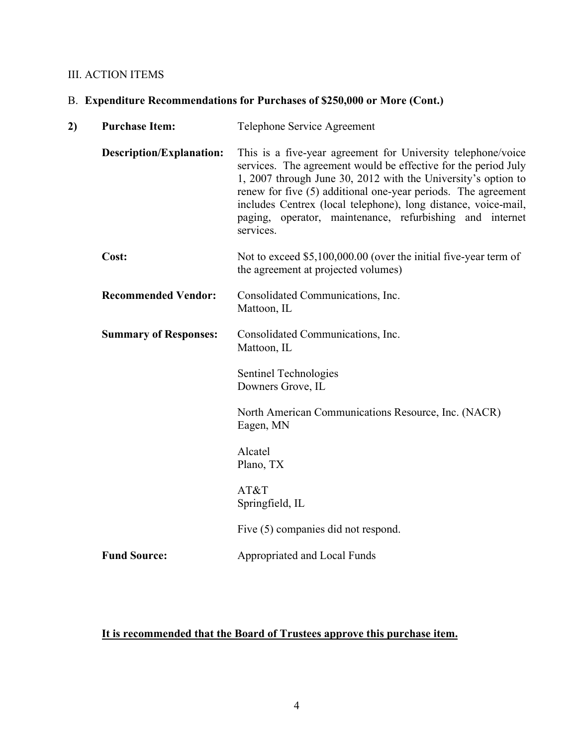III. ACTION ITEMS

B. **Expenditure Recommendations for Purchases of $250,000 or More (Cont.)**

**2) Purchase Item:** Telephone Service Agreement

**Description/Explanation:** This is a five-year agreement for University telephone/voice services. The agreement would be effective for the period July 1, 2007 through June 30, 2012 with the University's option to renew for five (5) additional one-year periods. The agreement includes Centrex (local telephone), long distance, voice-mail, paging, operator, maintenance, refurbishing and internet services.

**Cost:** Not to exceed $5,100,000.00 (over the initial five-year term of the agreement at projected volumes)

**Recommended Vendor:** Consolidated Communications, Inc.
Mattoon, IL

**Summary of Responses:**

Consolidated Communications, Inc.
Mattoon, IL

Sentinel Technologies
Downers Grove, IL

North American Communications Resource, Inc. (NACR)
Eagen, MN

Alcatel
Plano, TX

AT&T
Springfield, IL

Five (5) companies did not respond.

**Fund Source:** Appropriated and Local Funds

**<u>It is recommended that the Board of Trustees approve this purchase item.</u>**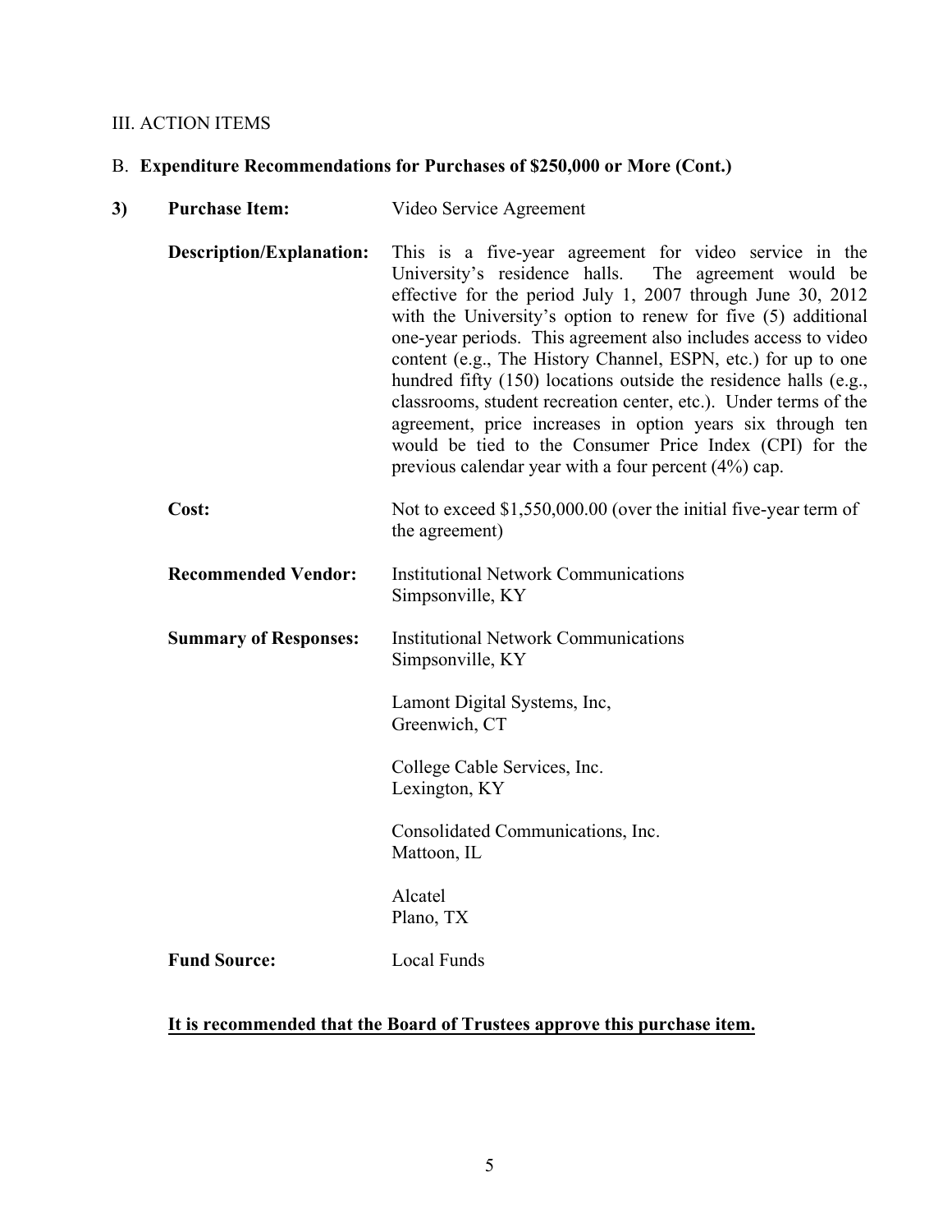III. ACTION ITEMS

B. **Expenditure Recommendations for Purchases of $250,000 or More (Cont.)**

**3) Purchase Item:** Video Service Agreement

**Description/Explanation:** This is a five-year agreement for video service in the University's residence halls. The agreement would be effective for the period July 1, 2007 through June 30, 2012 with the University's option to renew for five (5) additional one-year periods. This agreement also includes access to video content (e.g., The History Channel, ESPN, etc.) for up to one hundred fifty (150) locations outside the residence halls (e.g., classrooms, student recreation center, etc.). Under terms of the agreement, price increases in option years six through ten would be tied to the Consumer Price Index (CPI) for the previous calendar year with a four percent (4%) cap.

**Cost:** Not to exceed $1,550,000.00 (over the initial five-year term of the agreement)

**Recommended Vendor:** Institutional Network Communications
Simpsonville, KY

**Summary of Responses:**

Institutional Network Communications
Simpsonville, KY

Lamont Digital Systems, Inc,
Greenwich, CT

College Cable Services, Inc.
Lexington, KY

Consolidated Communications, Inc.
Mattoon, IL

Alcatel
Plano, TX

**Fund Source:** Local Funds

**<u>It is recommended that the Board of Trustees approve this purchase item.</u>**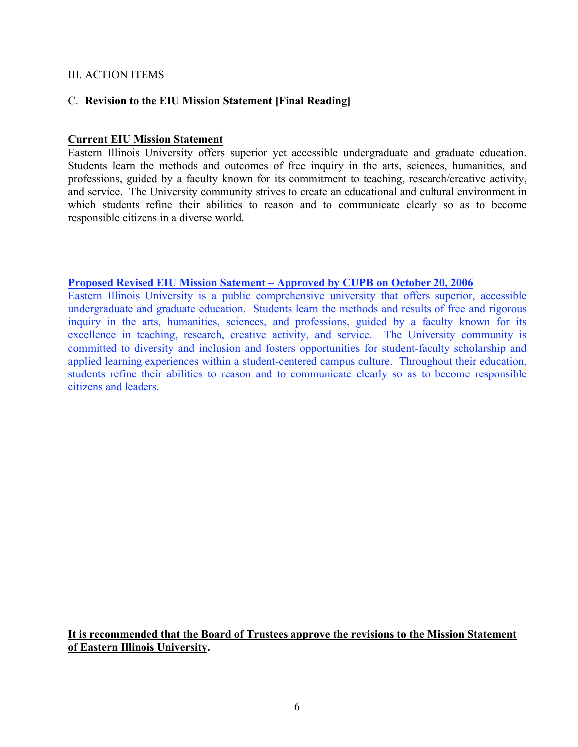III. ACTION ITEMS

C. **Revision to the EIU Mission Statement [Final Reading]**

**Current EIU Mission Statement**

Eastern Illinois University offers superior yet accessible undergraduate and graduate education. Students learn the methods and outcomes of free inquiry in the arts, sciences, humanities, and professions, guided by a faculty known for its commitment to teaching, research/creative activity, and service. The University community strives to create an educational and cultural environment in which students refine their abilities to reason and to communicate clearly so as to become responsible citizens in a diverse world.

**Proposed Revised EIU Mission Satement – Approved by CUPB on October 20, 2006**

Eastern Illinois University is a public comprehensive university that offers superior, accessible undergraduate and graduate education. Students learn the methods and results of free and rigorous inquiry in the arts, humanities, sciences, and professions, guided by a faculty known for its excellence in teaching, research, creative activity, and service. The University community is committed to diversity and inclusion and fosters opportunities for student-faculty scholarship and applied learning experiences within a student-centered campus culture. Throughout their education, students refine their abilities to reason and to communicate clearly so as to become responsible citizens and leaders.

**It is recommended that the Board of Trustees approve the revisions to the Mission Statement of Eastern Illinois University.**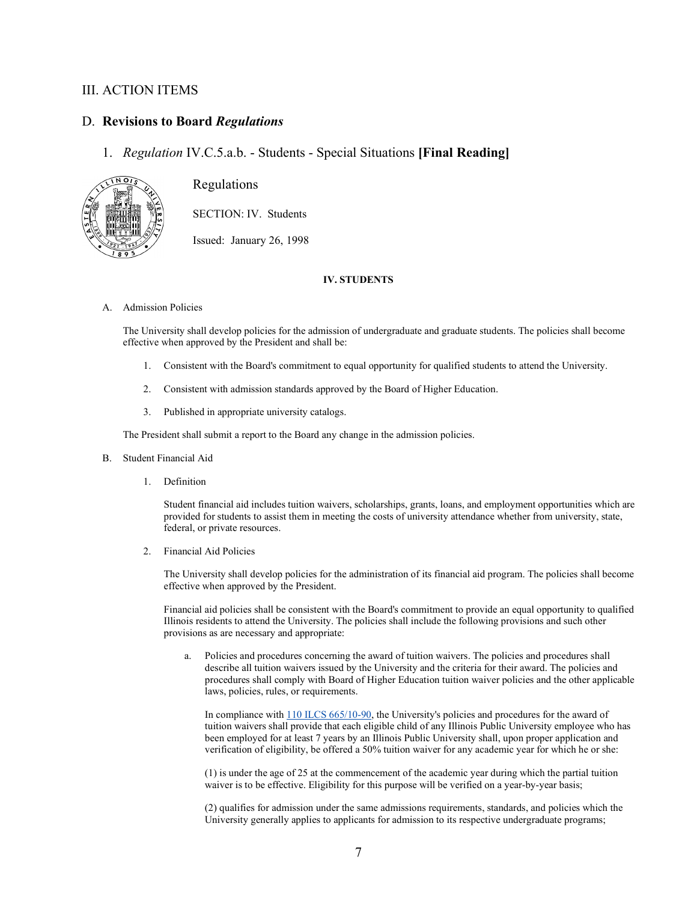## III. ACTION ITEMS

### D. **Revisions to Board *Regulations***

1. *Regulation* IV.C.5.a.b. - Students - Special Situations **[Final Reading]**

Regulations

SECTION: IV. Students

Issued: January 26, 1998

**IV. STUDENTS**

A. Admission Policies

The University shall develop policies for the admission of undergraduate and graduate students. The policies shall become effective when approved by the President and shall be:

1. Consistent with the Board's commitment to equal opportunity for qualified students to attend the University.
2. Consistent with admission standards approved by the Board of Higher Education.
3. Published in appropriate university catalogs.

The President shall submit a report to the Board any change in the admission policies.

B. Student Financial Aid

1. Definition

   Student financial aid includes tuition waivers, scholarships, grants, loans, and employment opportunities which are provided for students to assist them in meeting the costs of university attendance whether from university, state, federal, or private resources.

2. Financial Aid Policies

   The University shall develop policies for the administration of its financial aid program. The policies shall become effective when approved by the President.

   Financial aid policies shall be consistent with the Board's commitment to provide an equal opportunity to qualified Illinois residents to attend the University. The policies shall include the following provisions and such other provisions as are necessary and appropriate:

   a. Policies and procedures concerning the award of tuition waivers. The policies and procedures shall describe all tuition waivers issued by the University and the criteria for their award. The policies and procedures shall comply with Board of Higher Education tuition waiver policies and the other applicable laws, policies, rules, or requirements.

      In compliance with 110 ILCS 665/10-90, the University's policies and procedures for the award of tuition waivers shall provide that each eligible child of any Illinois Public University employee who has been employed for at least 7 years by an Illinois Public University shall, upon proper application and verification of eligibility, be offered a 50% tuition waiver for any academic year for which he or she:

      (1) is under the age of 25 at the commencement of the academic year during which the partial tuition waiver is to be effective. Eligibility for this purpose will be verified on a year-by-year basis;

      (2) qualifies for admission under the same admissions requirements, standards, and policies which the University generally applies to applicants for admission to its respective undergraduate programs;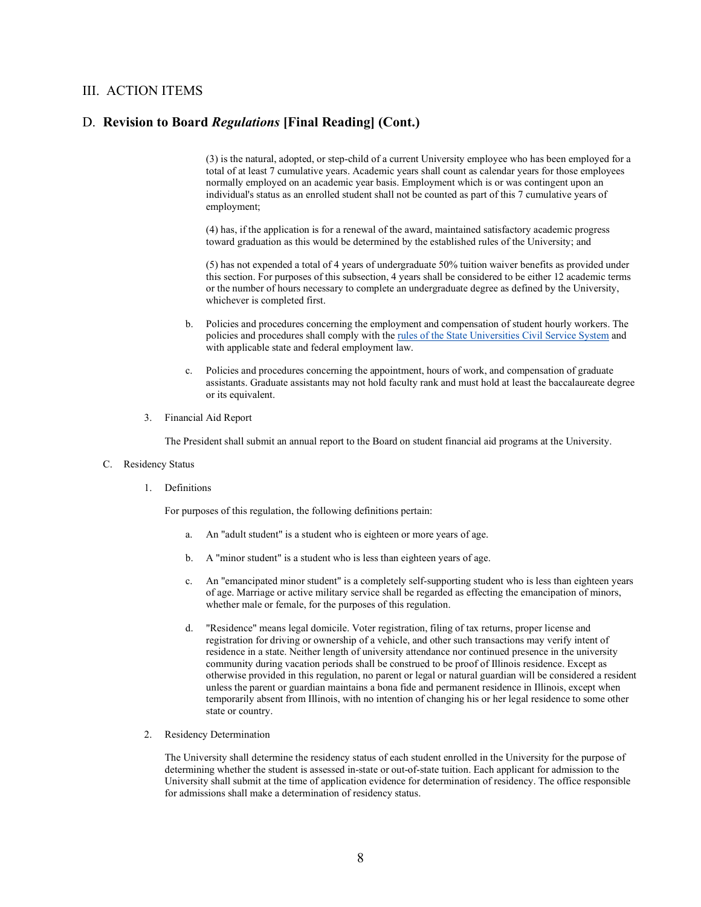## III. ACTION ITEMS

## D. **Revision to Board *Regulations* [Final Reading] (Cont.)**

(3) is the natural, adopted, or step-child of a current University employee who has been employed for a total of at least 7 cumulative years. Academic years shall count as calendar years for those employees normally employed on an academic year basis. Employment which is or was contingent upon an individual's status as an enrolled student shall not be counted as part of this 7 cumulative years of employment;

(4) has, if the application is for a renewal of the award, maintained satisfactory academic progress toward graduation as this would be determined by the established rules of the University; and

(5) has not expended a total of 4 years of undergraduate 50% tuition waiver benefits as provided under this section. For purposes of this subsection, 4 years shall be considered to be either 12 academic terms or the number of hours necessary to complete an undergraduate degree as defined by the University, whichever is completed first.

b. Policies and procedures concerning the employment and compensation of student hourly workers. The policies and procedures shall comply with the rules of the State Universities Civil Service System and with applicable state and federal employment law.

c. Policies and procedures concerning the appointment, hours of work, and compensation of graduate assistants. Graduate assistants may not hold faculty rank and must hold at least the baccalaureate degree or its equivalent.

3. Financial Aid Report

The President shall submit an annual report to the Board on student financial aid programs at the University.

C. Residency Status

1. Definitions

For purposes of this regulation, the following definitions pertain:

a. An "adult student" is a student who is eighteen or more years of age.

b. A "minor student" is a student who is less than eighteen years of age.

c. An "emancipated minor student" is a completely self-supporting student who is less than eighteen years of age. Marriage or active military service shall be regarded as effecting the emancipation of minors, whether male or female, for the purposes of this regulation.

d. "Residence" means legal domicile. Voter registration, filing of tax returns, proper license and registration for driving or ownership of a vehicle, and other such transactions may verify intent of residence in a state. Neither length of university attendance nor continued presence in the university community during vacation periods shall be construed to be proof of Illinois residence. Except as otherwise provided in this regulation, no parent or legal or natural guardian will be considered a resident unless the parent or guardian maintains a bona fide and permanent residence in Illinois, except when temporarily absent from Illinois, with no intention of changing his or her legal residence to some other state or country.

2. Residency Determination

The University shall determine the residency status of each student enrolled in the University for the purpose of determining whether the student is assessed in-state or out-of-state tuition. Each applicant for admission to the University shall submit at the time of application evidence for determination of residency. The office responsible for admissions shall make a determination of residency status.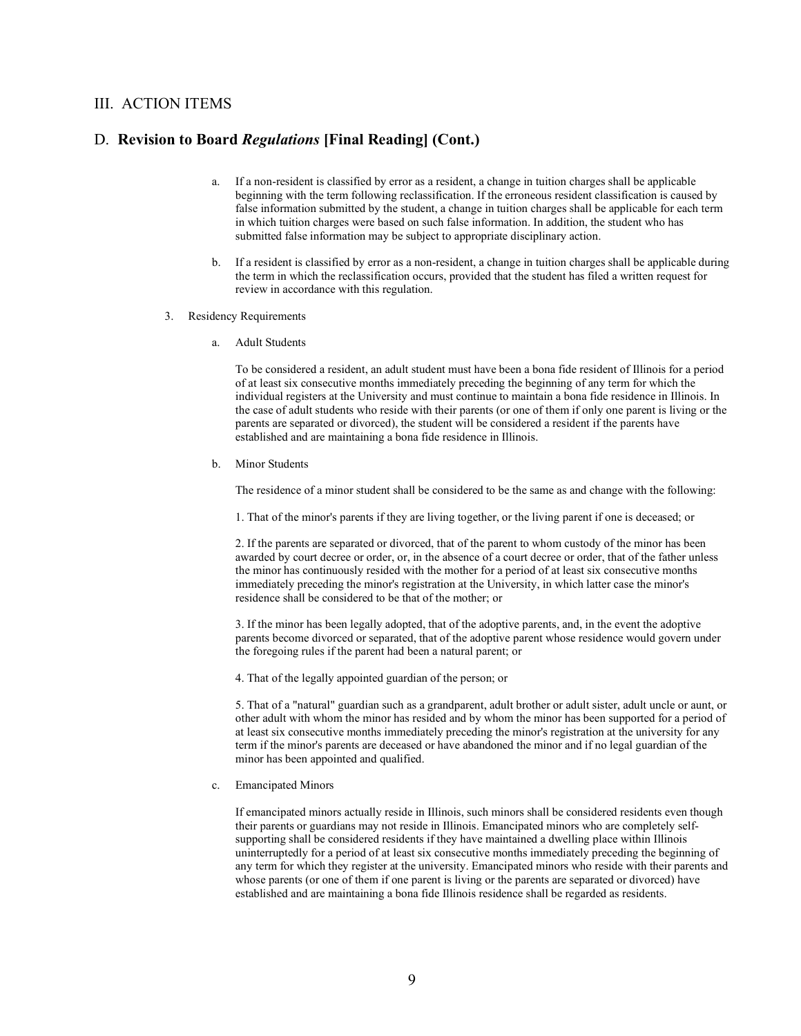## III. ACTION ITEMS

## D. **Revision to Board *Regulations* [Final Reading] (Cont.)**

a. If a non-resident is classified by error as a resident, a change in tuition charges shall be applicable beginning with the term following reclassification. If the erroneous resident classification is caused by false information submitted by the student, a change in tuition charges shall be applicable for each term in which tuition charges were based on such false information. In addition, the student who has submitted false information may be subject to appropriate disciplinary action.

b. If a resident is classified by error as a non-resident, a change in tuition charges shall be applicable during the term in which the reclassification occurs, provided that the student has filed a written request for review in accordance with this regulation.

3. Residency Requirements

a. Adult Students

To be considered a resident, an adult student must have been a bona fide resident of Illinois for a period of at least six consecutive months immediately preceding the beginning of any term for which the individual registers at the University and must continue to maintain a bona fide residence in Illinois. In the case of adult students who reside with their parents (or one of them if only one parent is living or the parents are separated or divorced), the student will be considered a resident if the parents have established and are maintaining a bona fide residence in Illinois.

b. Minor Students

The residence of a minor student shall be considered to be the same as and change with the following:

1. That of the minor's parents if they are living together, or the living parent if one is deceased; or

2. If the parents are separated or divorced, that of the parent to whom custody of the minor has been awarded by court decree or order, or, in the absence of a court decree or order, that of the father unless the minor has continuously resided with the mother for a period of at least six consecutive months immediately preceding the minor's registration at the University, in which latter case the minor's residence shall be considered to be that of the mother; or

3. If the minor has been legally adopted, that of the adoptive parents, and, in the event the adoptive parents become divorced or separated, that of the adoptive parent whose residence would govern under the foregoing rules if the parent had been a natural parent; or

4. That of the legally appointed guardian of the person; or

5. That of a "natural" guardian such as a grandparent, adult brother or adult sister, adult uncle or aunt, or other adult with whom the minor has resided and by whom the minor has been supported for a period of at least six consecutive months immediately preceding the minor's registration at the university for any term if the minor's parents are deceased or have abandoned the minor and if no legal guardian of the minor has been appointed and qualified.

c. Emancipated Minors

If emancipated minors actually reside in Illinois, such minors shall be considered residents even though their parents or guardians may not reside in Illinois. Emancipated minors who are completely self-supporting shall be considered residents if they have maintained a dwelling place within Illinois uninterruptedly for a period of at least six consecutive months immediately preceding the beginning of any term for which they register at the university. Emancipated minors who reside with their parents and whose parents (or one of them if one parent is living or the parents are separated or divorced) have established and are maintaining a bona fide Illinois residence shall be regarded as residents.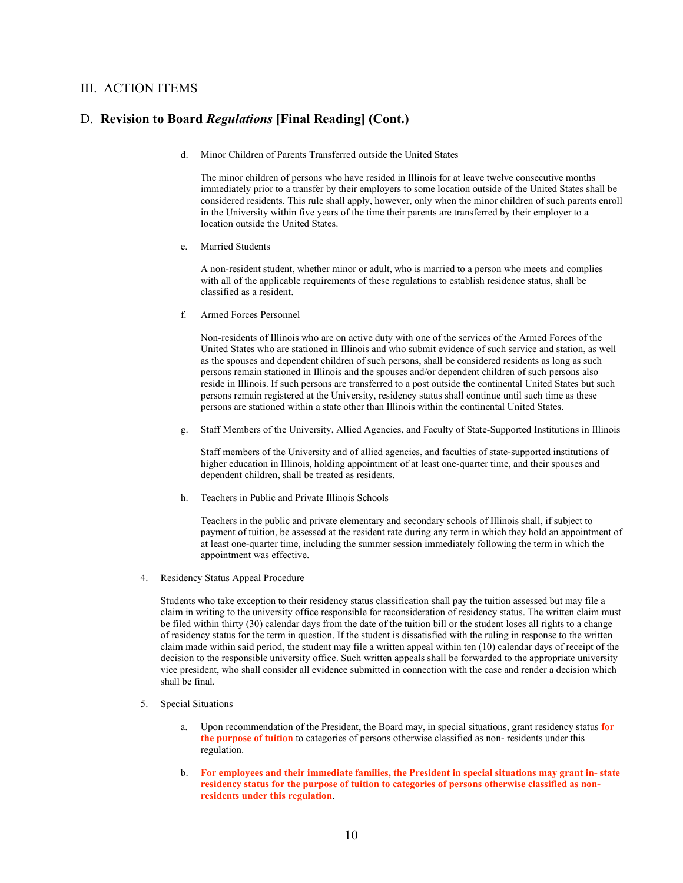## III. ACTION ITEMS

### D. **Revision to Board *Regulations* [Final Reading] (Cont.)**

d. Minor Children of Parents Transferred outside the United States

The minor children of persons who have resided in Illinois for at leave twelve consecutive months immediately prior to a transfer by their employers to some location outside of the United States shall be considered residents. This rule shall apply, however, only when the minor children of such parents enroll in the University within five years of the time their parents are transferred by their employer to a location outside the United States.

e. Married Students

A non-resident student, whether minor or adult, who is married to a person who meets and complies with all of the applicable requirements of these regulations to establish residence status, shall be classified as a resident.

f. Armed Forces Personnel

Non-residents of Illinois who are on active duty with one of the services of the Armed Forces of the United States who are stationed in Illinois and who submit evidence of such service and station, as well as the spouses and dependent children of such persons, shall be considered residents as long as such persons remain stationed in Illinois and the spouses and/or dependent children of such persons also reside in Illinois. If such persons are transferred to a post outside the continental United States but such persons remain registered at the University, residency status shall continue until such time as these persons are stationed within a state other than Illinois within the continental United States.

g. Staff Members of the University, Allied Agencies, and Faculty of State-Supported Institutions in Illinois

Staff members of the University and of allied agencies, and faculties of state-supported institutions of higher education in Illinois, holding appointment of at least one-quarter time, and their spouses and dependent children, shall be treated as residents.

h. Teachers in Public and Private Illinois Schools

Teachers in the public and private elementary and secondary schools of Illinois shall, if subject to payment of tuition, be assessed at the resident rate during any term in which they hold an appointment of at least one-quarter time, including the summer session immediately following the term in which the appointment was effective.

4. Residency Status Appeal Procedure

Students who take exception to their residency status classification shall pay the tuition assessed but may file a claim in writing to the university office responsible for reconsideration of residency status. The written claim must be filed within thirty (30) calendar days from the date of the tuition bill or the student loses all rights to a change of residency status for the term in question. If the student is dissatisfied with the ruling in response to the written claim made within said period, the student may file a written appeal within ten (10) calendar days of receipt of the decision to the responsible university office. Such written appeals shall be forwarded to the appropriate university vice president, who shall consider all evidence submitted in connection with the case and render a decision which shall be final.

5. Special Situations

a. Upon recommendation of the President, the Board may, in special situations, grant residency status **for the purpose of tuition** to categories of persons otherwise classified as non- residents under this regulation.

b. **For employees and their immediate families, the President in special situations may grant in- state residency status for the purpose of tuition to categories of persons otherwise classified as non-residents under this regulation**.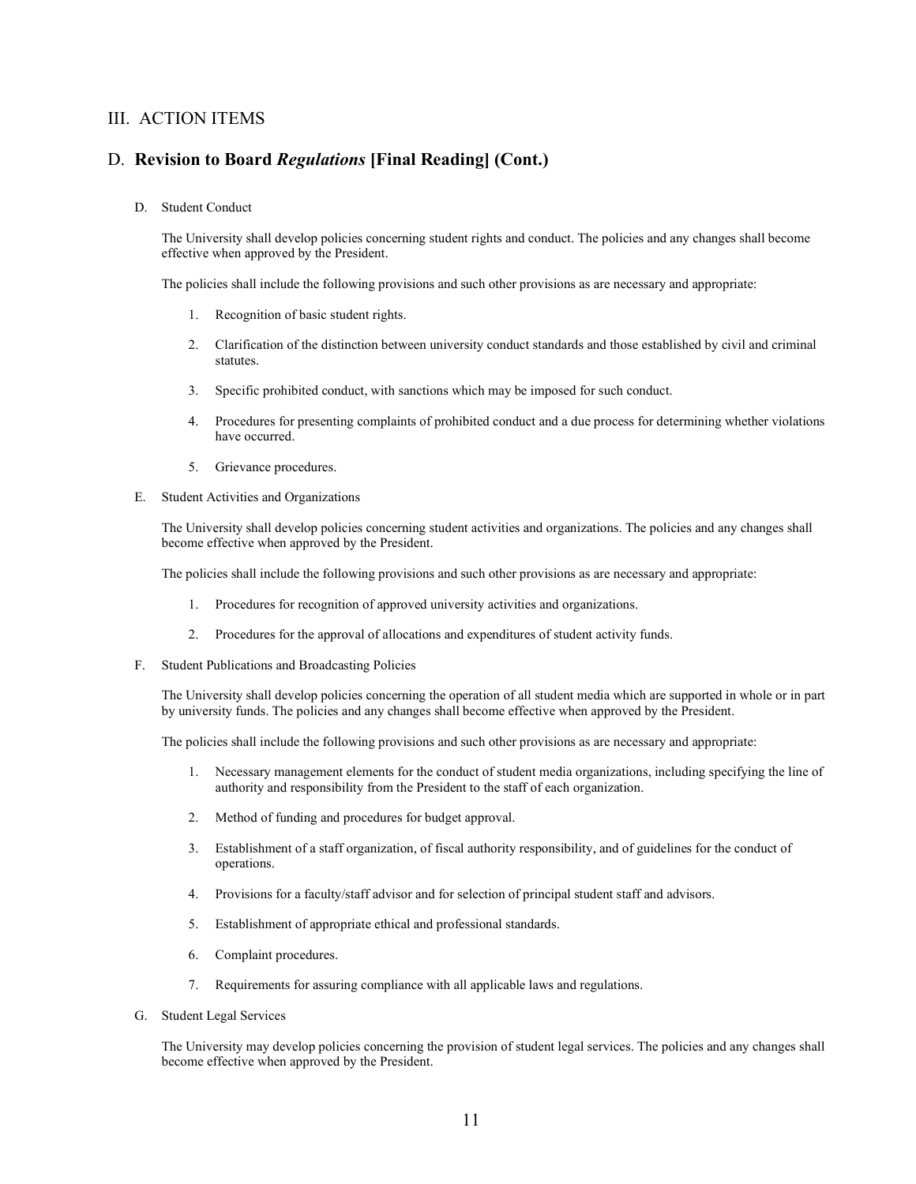## III. ACTION ITEMS

## D. **Revision to Board *Regulations* [Final Reading] (Cont.)**

D. Student Conduct

The University shall develop policies concerning student rights and conduct. The policies and any changes shall become effective when approved by the President.

The policies shall include the following provisions and such other provisions as are necessary and appropriate:

1. Recognition of basic student rights.
2. Clarification of the distinction between university conduct standards and those established by civil and criminal statutes.
3. Specific prohibited conduct, with sanctions which may be imposed for such conduct.
4. Procedures for presenting complaints of prohibited conduct and a due process for determining whether violations have occurred.
5. Grievance procedures.

E. Student Activities and Organizations

The University shall develop policies concerning student activities and organizations. The policies and any changes shall become effective when approved by the President.

The policies shall include the following provisions and such other provisions as are necessary and appropriate:

1. Procedures for recognition of approved university activities and organizations.
2. Procedures for the approval of allocations and expenditures of student activity funds.

F. Student Publications and Broadcasting Policies

The University shall develop policies concerning the operation of all student media which are supported in whole or in part by university funds. The policies and any changes shall become effective when approved by the President.

The policies shall include the following provisions and such other provisions as are necessary and appropriate:

1. Necessary management elements for the conduct of student media organizations, including specifying the line of authority and responsibility from the President to the staff of each organization.
2. Method of funding and procedures for budget approval.
3. Establishment of a staff organization, of fiscal authority responsibility, and of guidelines for the conduct of operations.
4. Provisions for a faculty/staff advisor and for selection of principal student staff and advisors.
5. Establishment of appropriate ethical and professional standards.
6. Complaint procedures.
7. Requirements for assuring compliance with all applicable laws and regulations.

G. Student Legal Services

The University may develop policies concerning the provision of student legal services. The policies and any changes shall become effective when approved by the President.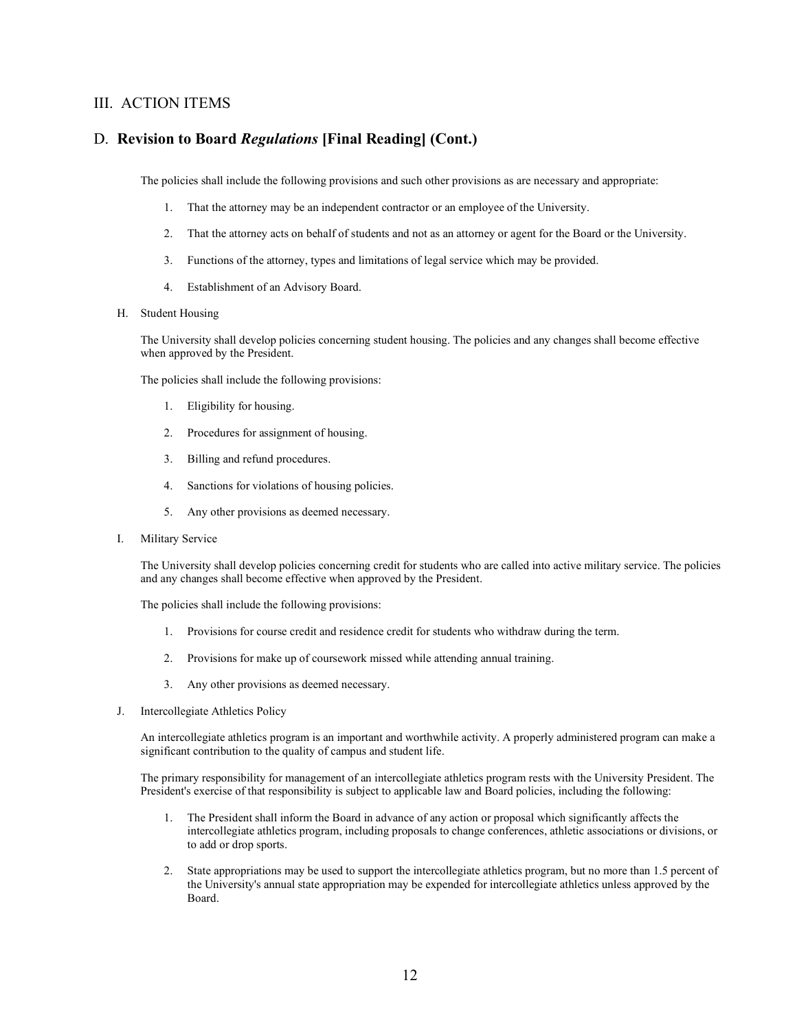## III. ACTION ITEMS

## D. **Revision to Board *Regulations* [Final Reading] (Cont.)**

The policies shall include the following provisions and such other provisions as are necessary and appropriate:

1. That the attorney may be an independent contractor or an employee of the University.
2. That the attorney acts on behalf of students and not as an attorney or agent for the Board or the University.
3. Functions of the attorney, types and limitations of legal service which may be provided.
4. Establishment of an Advisory Board.

H. Student Housing

The University shall develop policies concerning student housing. The policies and any changes shall become effective when approved by the President.

The policies shall include the following provisions:

1. Eligibility for housing.
2. Procedures for assignment of housing.
3. Billing and refund procedures.
4. Sanctions for violations of housing policies.
5. Any other provisions as deemed necessary.

I. Military Service

The University shall develop policies concerning credit for students who are called into active military service. The policies and any changes shall become effective when approved by the President.

The policies shall include the following provisions:

1. Provisions for course credit and residence credit for students who withdraw during the term.
2. Provisions for make up of coursework missed while attending annual training.
3. Any other provisions as deemed necessary.

J. Intercollegiate Athletics Policy

An intercollegiate athletics program is an important and worthwhile activity. A properly administered program can make a significant contribution to the quality of campus and student life.

The primary responsibility for management of an intercollegiate athletics program rests with the University President. The President's exercise of that responsibility is subject to applicable law and Board policies, including the following:

1. The President shall inform the Board in advance of any action or proposal which significantly affects the intercollegiate athletics program, including proposals to change conferences, athletic associations or divisions, or to add or drop sports.
2. State appropriations may be used to support the intercollegiate athletics program, but no more than 1.5 percent of the University's annual state appropriation may be expended for intercollegiate athletics unless approved by the Board.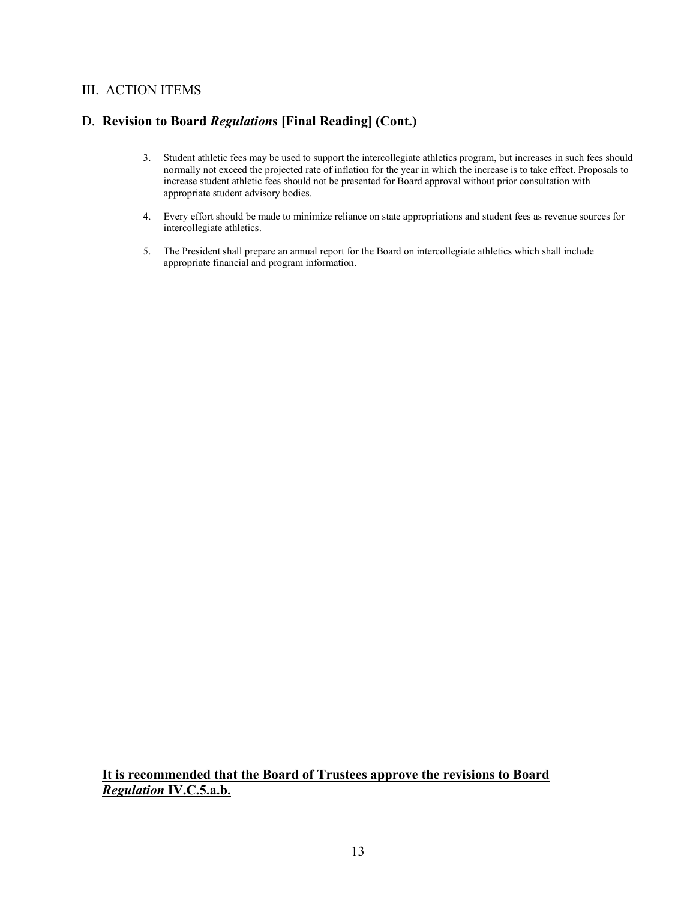## III. ACTION ITEMS

### D. **Revision to Board *Regulation*s [Final Reading] (Cont.)**

3. Student athletic fees may be used to support the intercollegiate athletics program, but increases in such fees should normally not exceed the projected rate of inflation for the year in which the increase is to take effect. Proposals to increase student athletic fees should not be presented for Board approval without prior consultation with appropriate student advisory bodies.

4. Every effort should be made to minimize reliance on state appropriations and student fees as revenue sources for intercollegiate athletics.

5. The President shall prepare an annual report for the Board on intercollegiate athletics which shall include appropriate financial and program information.

<u>**It is recommended that the Board of Trustees approve the revisions to Board *Regulation* IV.C.5.a.b.**</u>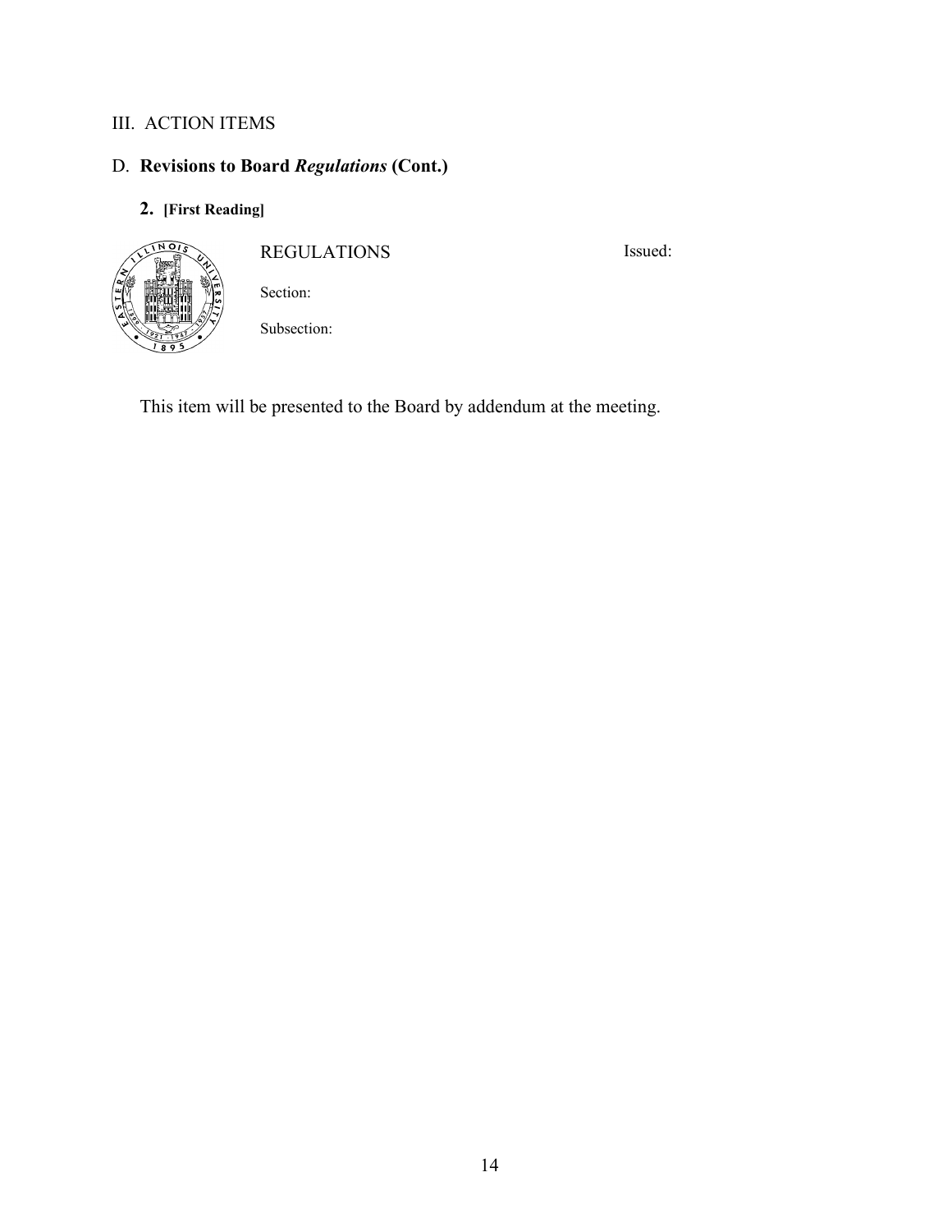III. ACTION ITEMS

## D. **Revisions to Board *Regulations* (Cont.)**

### 2. [First Reading]

REGULATIONS

Issued:

Section:

Subsection:

This item will be presented to the Board by addendum at the meeting.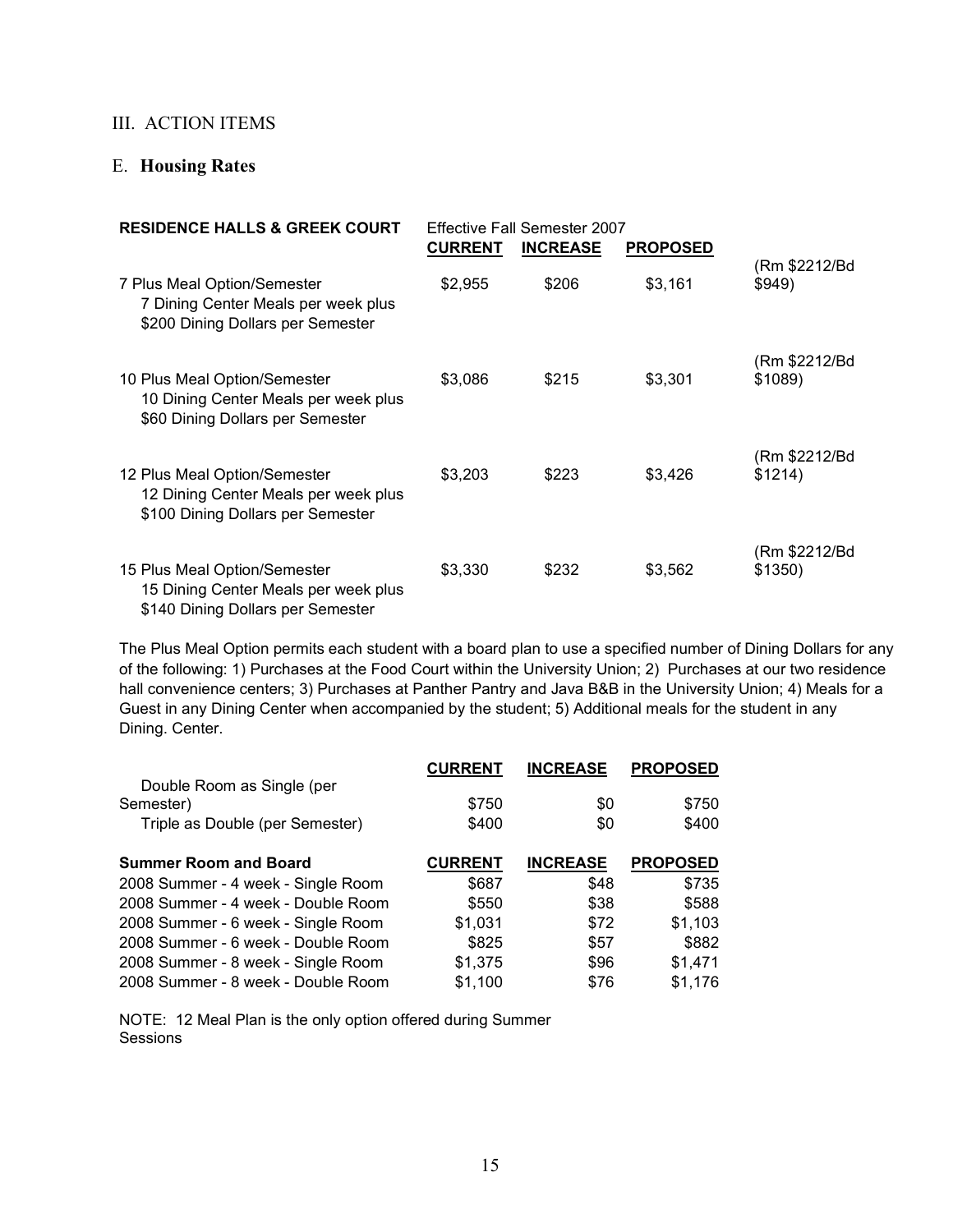## III. ACTION ITEMS

### E. **Housing Rates**

| **RESIDENCE HALLS & GREEK COURT** | Effective Fall Semester 2007 | | | |
|---|---|---|---|---|
| | **CURRENT** | **INCREASE** | **PROPOSED** | |
| 7 Plus Meal Option/Semester<br>7 Dining Center Meals per week plus<br>$200 Dining Dollars per Semester | $2,955 | $206 | $3,161 | (Rm $2212/Bd $949) |
| 10 Plus Meal Option/Semester<br>10 Dining Center Meals per week plus<br>$60 Dining Dollars per Semester | $3,086 | $215 | $3,301 | (Rm $2212/Bd $1089) |
| 12 Plus Meal Option/Semester<br>12 Dining Center Meals per week plus<br>$100 Dining Dollars per Semester | $3,203 | $223 | $3,426 | (Rm $2212/Bd $1214) |
| 15 Plus Meal Option/Semester<br>15 Dining Center Meals per week plus<br>$140 Dining Dollars per Semester | $3,330 | $232 | $3,562 | (Rm $2212/Bd $1350) |

The Plus Meal Option permits each student with a board plan to use a specified number of Dining Dollars for any of the following: 1) Purchases at the Food Court within the University Union; 2) Purchases at our two residence hall convenience centers; 3) Purchases at Panther Pantry and Java B&B in the University Union; 4) Meals for a Guest in any Dining Center when accompanied by the student; 5) Additional meals for the student in any Dining. Center.

| | **CURRENT** | **INCREASE** | **PROPOSED** |
|---|---|---|---|
| Double Room as Single (per Semester) | $750 | $0 | $750 |
| Triple as Double (per Semester) | $400 | $0 | $400 |

| **Summer Room and Board** | **CURRENT** | **INCREASE** | **PROPOSED** |
|---|---|---|---|
| 2008 Summer - 4 week - Single Room | $687 | $48 | $735 |
| 2008 Summer - 4 week - Double Room | $550 | $38 | $588 |
| 2008 Summer - 6 week - Single Room | $1,031 | $72 | $1,103 |
| 2008 Summer - 6 week - Double Room | $825 | $57 | $882 |
| 2008 Summer - 8 week - Single Room | $1,375 | $96 | $1,471 |
| 2008 Summer - 8 week - Double Room | $1,100 | $76 | $1,176 |

NOTE: 12 Meal Plan is the only option offered during Summer Sessions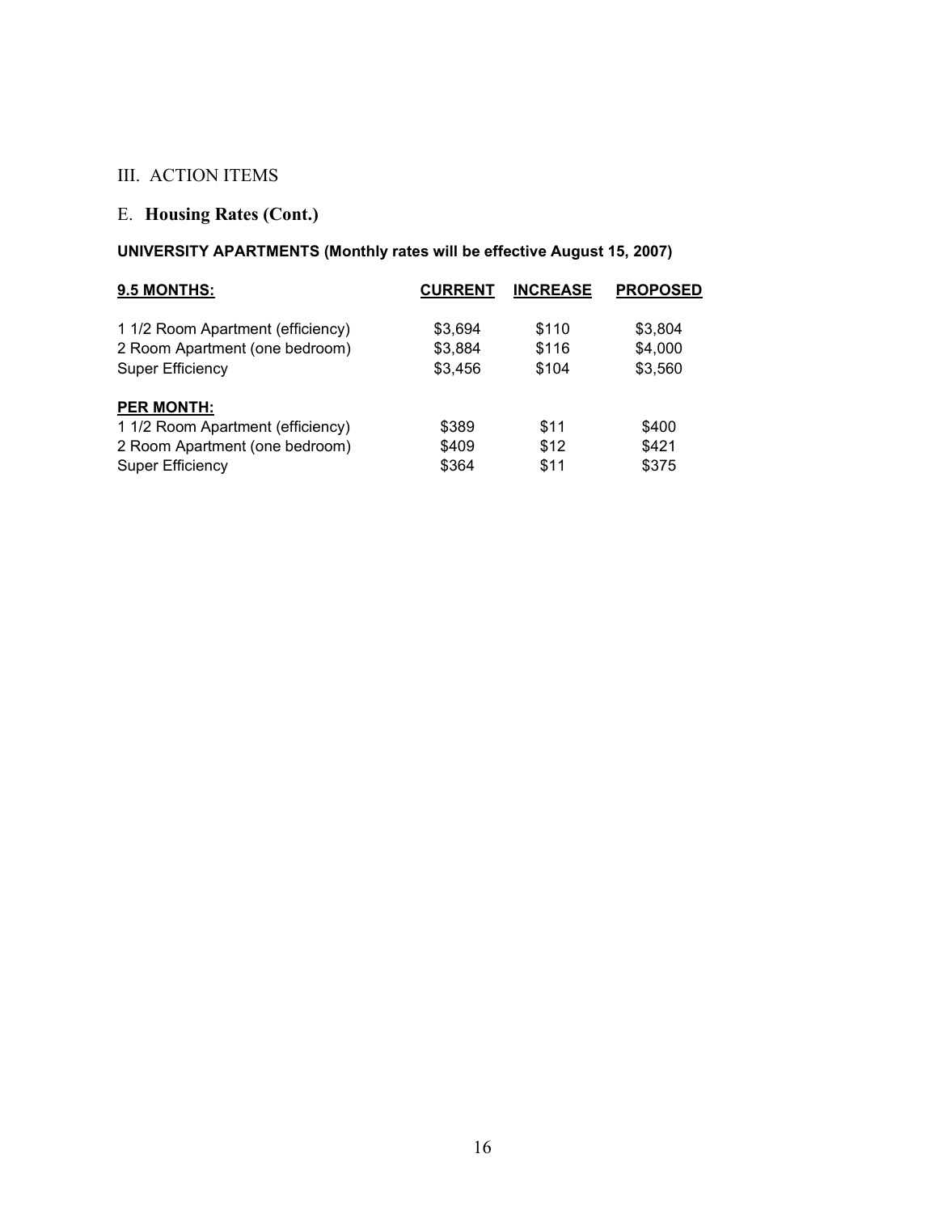III. ACTION ITEMS

E. **Housing Rates (Cont.)**

**UNIVERSITY APARTMENTS (Monthly rates will be effective August 15, 2007)**

| **9.5 MONTHS:** | **CURRENT** | **INCREASE** | **PROPOSED** |
|---|---|---|---|
| 1 1/2 Room Apartment (efficiency) | $3,694 | $110 | $3,804 |
| 2 Room Apartment (one bedroom) | $3,884 | $116 | $4,000 |
| Super Efficiency | $3,456 | $104 | $3,560 |
| **PER MONTH:** | | | |
| 1 1/2 Room Apartment (efficiency) | $389 | $11 | $400 |
| 2 Room Apartment (one bedroom) | $409 | $12 | $421 |
| Super Efficiency | $364 | $11 | $375 |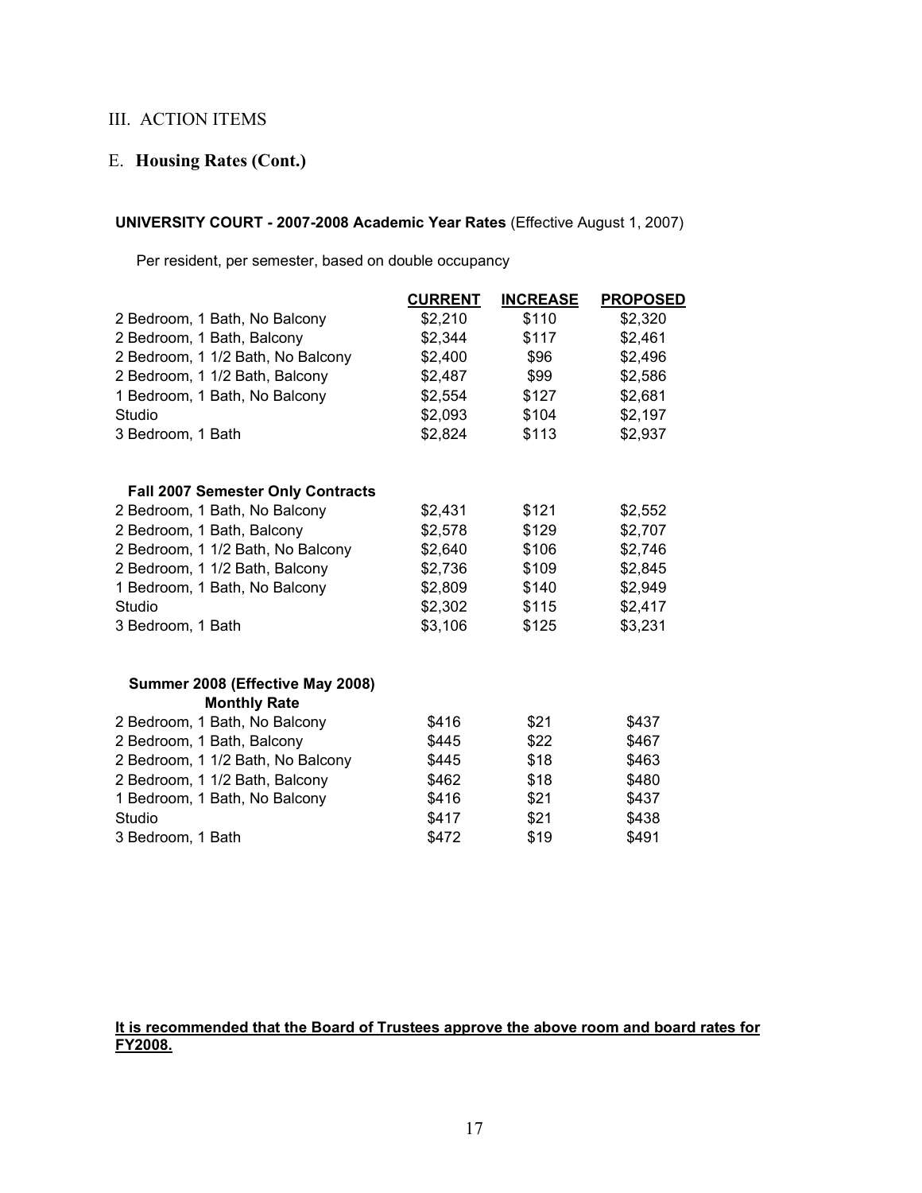## III. ACTION ITEMS

## E. **Housing Rates (Cont.)**

**UNIVERSITY COURT - 2007-2008 Academic Year Rates** (Effective August 1, 2007)

Per resident, per semester, based on double occupancy

| | CURRENT | INCREASE | PROPOSED |
|---|---|---|---|
| 2 Bedroom, 1 Bath, No Balcony | $2,210 | $110 | $2,320 |
| 2 Bedroom, 1 Bath, Balcony | $2,344 | $117 | $2,461 |
| 2 Bedroom, 1 1/2 Bath, No Balcony | $2,400 | $96 | $2,496 |
| 2 Bedroom, 1 1/2 Bath, Balcony | $2,487 | $99 | $2,586 |
| 1 Bedroom, 1 Bath, No Balcony | $2,554 | $127 | $2,681 |
| Studio | $2,093 | $104 | $2,197 |
| 3 Bedroom, 1 Bath | $2,824 | $113 | $2,937 |
| **Fall 2007 Semester Only Contracts** | | | |
| 2 Bedroom, 1 Bath, No Balcony | $2,431 | $121 | $2,552 |
| 2 Bedroom, 1 Bath, Balcony | $2,578 | $129 | $2,707 |
| 2 Bedroom, 1 1/2 Bath, No Balcony | $2,640 | $106 | $2,746 |
| 2 Bedroom, 1 1/2 Bath, Balcony | $2,736 | $109 | $2,845 |
| 1 Bedroom, 1 Bath, No Balcony | $2,809 | $140 | $2,949 |
| Studio | $2,302 | $115 | $2,417 |
| 3 Bedroom, 1 Bath | $3,106 | $125 | $3,231 |
| **Summer 2008 (Effective May 2008) Monthly Rate** | | | |
| 2 Bedroom, 1 Bath, No Balcony | $416 | $21 | $437 |
| 2 Bedroom, 1 Bath, Balcony | $445 | $22 | $467 |
| 2 Bedroom, 1 1/2 Bath, No Balcony | $445 | $18 | $463 |
| 2 Bedroom, 1 1/2 Bath, Balcony | $462 | $18 | $480 |
| 1 Bedroom, 1 Bath, No Balcony | $416 | $21 | $437 |
| Studio | $417 | $21 | $438 |
| 3 Bedroom, 1 Bath | $472 | $19 | $491 |

**It is recommended that the Board of Trustees approve the above room and board rates for FY2008.**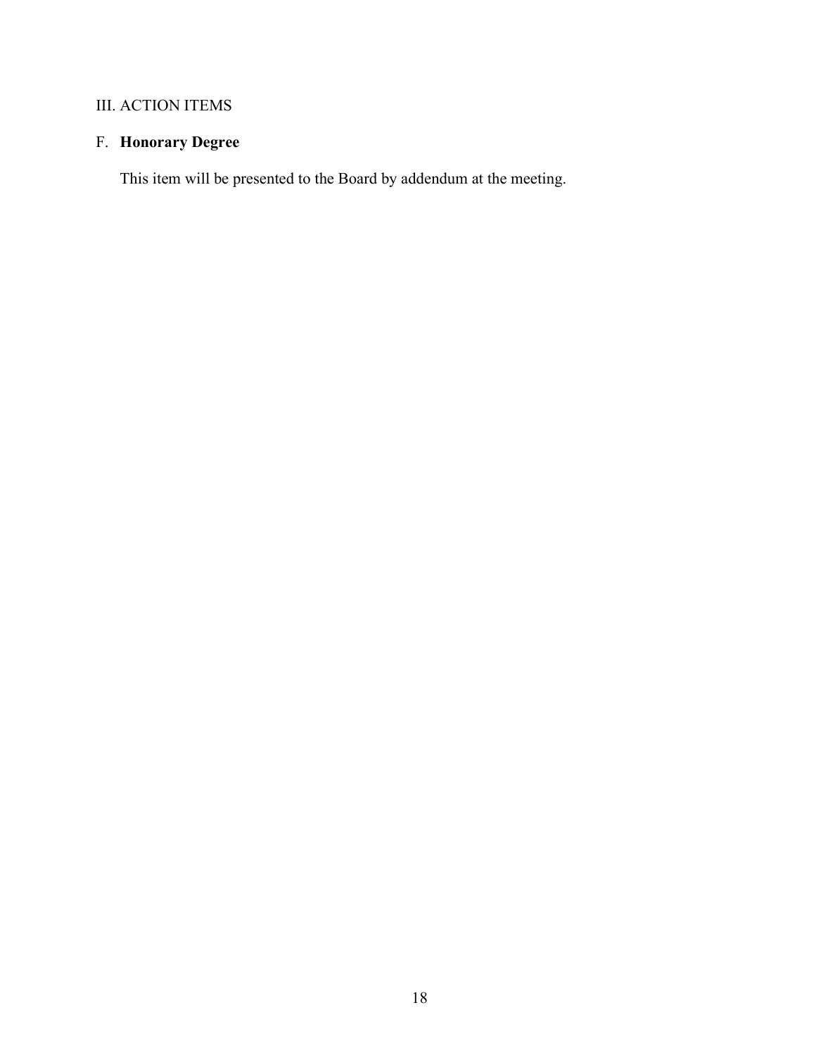III. ACTION ITEMS

## F. **Honorary Degree**

This item will be presented to the Board by addendum at the meeting.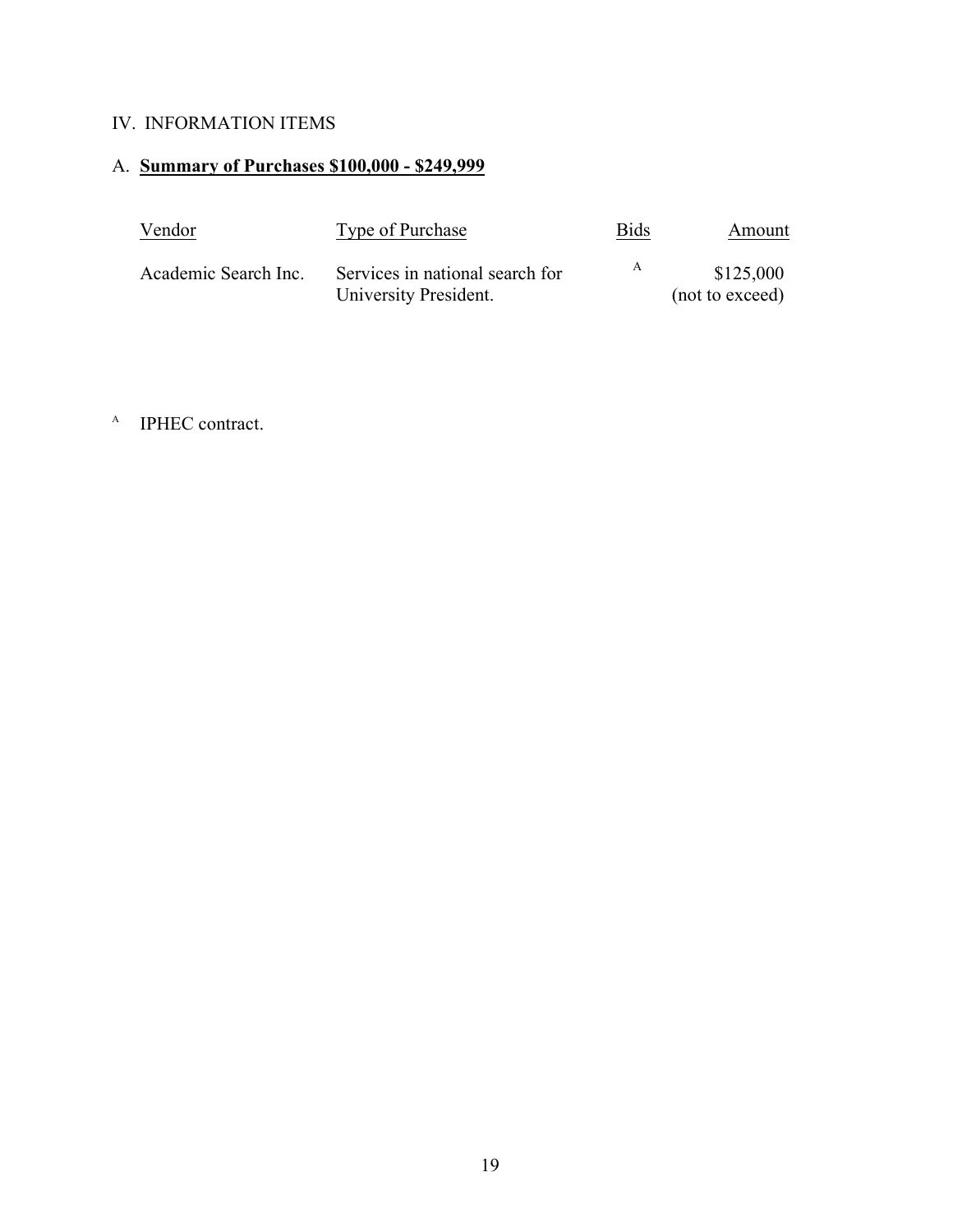## IV. INFORMATION ITEMS

### A. **Summary of Purchases $100,000 - $249,999**

| Vendor | Type of Purchase | Bids | Amount |
|---|---|---|---|
| Academic Search Inc. | Services in national search for University President. | [A] | $125,000 (not to exceed) |

[A] IPHEC contract.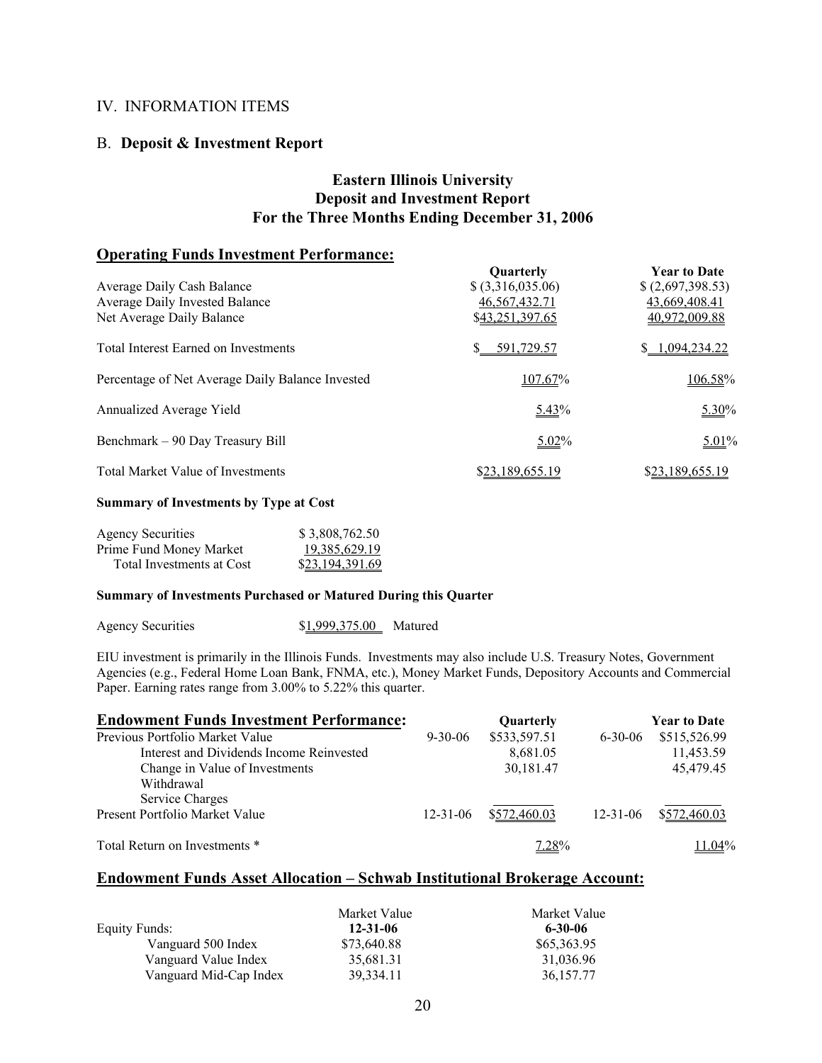## IV. INFORMATION ITEMS

### B. **Deposit & Investment Report**

**Eastern Illinois University**
**Deposit and Investment Report**
**For the Three Months Ending December 31, 2006**

### Operating Funds Investment Performance:

| | Quarterly | Year to Date |
|---|---|---|
| Average Daily Cash Balance | $ (3,316,035.06) | $ (2,697,398.53) |
| Average Daily Invested Balance | 46,567,432.71 | 43,669,408.41 |
| Net Average Daily Balance | $43,251,397.65 | 40,972,009.88 |
| Total Interest Earned on Investments | $ 591,729.57 | $ 1,094,234.22 |
| Percentage of Net Average Daily Balance Invested | 107.67% | 106.58% |
| Annualized Average Yield | 5.43% | 5.30% |
| Benchmark – 90 Day Treasury Bill | 5.02% | 5.01% |
| Total Market Value of Investments | $23,189,655.19 | $23,189,655.19 |

**Summary of Investments by Type at Cost**

| | |
|---|---|
| Agency Securities | $ 3,808,762.50 |
| Prime Fund Money Market | 19,385,629.19 |
| Total Investments at Cost | $23,194,391.69 |

**Summary of Investments Purchased or Matured During this Quarter**

| | | |
|---|---|---|
| Agency Securities | $1,999,375.00 | Matured |

EIU investment is primarily in the Illinois Funds. Investments may also include U.S. Treasury Notes, Government Agencies (e.g., Federal Home Loan Bank, FNMA, etc.), Money Market Funds, Depository Accounts and Commercial Paper. Earning rates range from 3.00% to 5.22% this quarter.

### Endowment Funds Investment Performance:

| | | Quarterly | | Year to Date |
|---|---|---|---|---|
| Previous Portfolio Market Value | 9-30-06 | $533,597.51 | 6-30-06 | $515,526.99 |
| Interest and Dividends Income Reinvested | | 8,681.05 | | 11,453.59 |
| Change in Value of Investments | | 30,181.47 | | 45,479.45 |
| Withdrawal | | | | |
| Service Charges | | | | |
| Present Portfolio Market Value | 12-31-06 | $572,460.03 | 12-31-06 | $572,460.03 |
| Total Return on Investments * | | 7.28% | | 11.04% |

### Endowment Funds Asset Allocation – Schwab Institutional Brokerage Account:

| Equity Funds: | Market Value **12-31-06** | Market Value **6-30-06** |
|---|---|---|
| Vanguard 500 Index | $73,640.88 | $65,363.95 |
| Vanguard Value Index | 35,681.31 | 31,036.96 |
| Vanguard Mid-Cap Index | 39,334.11 | 36,157.77 |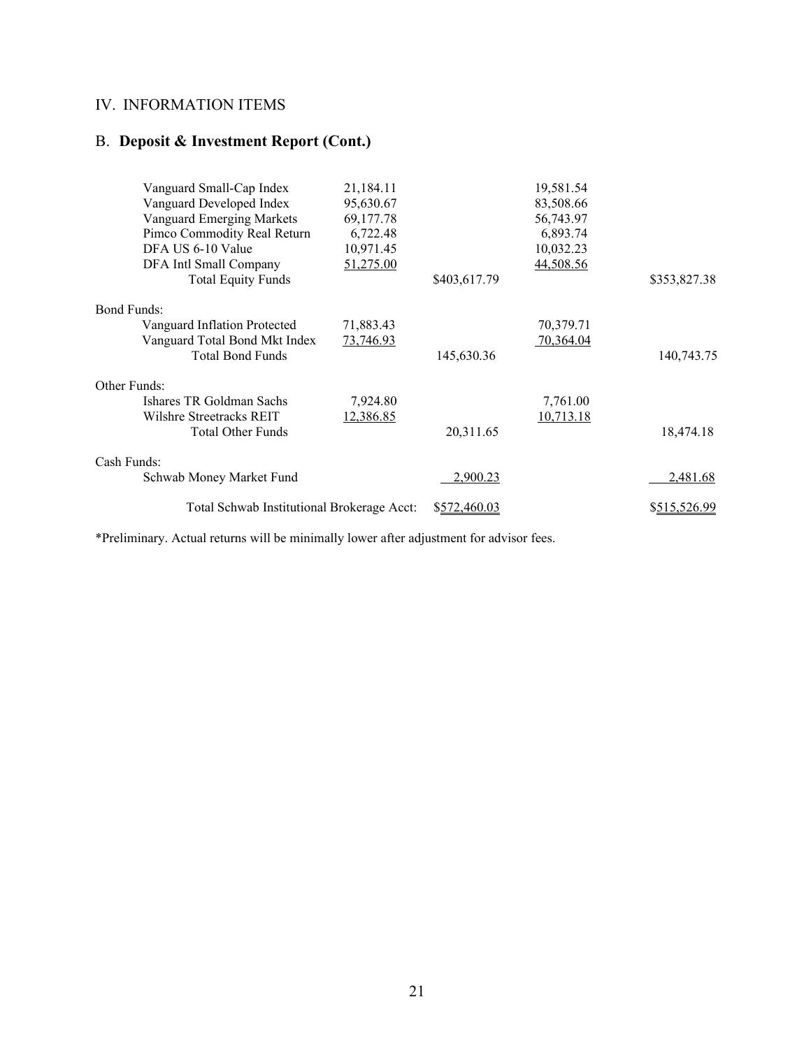## IV. INFORMATION ITEMS

## B. **Deposit & Investment Report (Cont.)**

| | | | | |
|---|---|---|---|---|
| Vanguard Small-Cap Index | 21,184.11 | | 19,581.54 | |
| Vanguard Developed Index | 95,630.67 | | 83,508.66 | |
| Vanguard Emerging Markets | 69,177.78 | | 56,743.97 | |
| Pimco Commodity Real Return | 6,722.48 | | 6,893.74 | |
| DFA US 6-10 Value | 10,971.45 | | 10,032.23 | |
| DFA Intl Small Company | 51,275.00 | | 44,508.56 | |
| Total Equity Funds | | $403,617.79 | | $353,827.38 |
| Bond Funds: | | | | |
| Vanguard Inflation Protected | 71,883.43 | | 70,379.71 | |
| Vanguard Total Bond Mkt Index | 73,746.93 | | 70,364.04 | |
| Total Bond Funds | | 145,630.36 | | 140,743.75 |
| Other Funds: | | | | |
| Ishares TR Goldman Sachs | 7,924.80 | | 7,761.00 | |
| Wilshre Streetracks REIT | 12,386.85 | | 10,713.18 | |
| Total Other Funds | | 20,311.65 | | 18,474.18 |
| Cash Funds: | | | | |
| Schwab Money Market Fund | | 2,900.23 | | 2,481.68 |
| Total Schwab Institutional Brokerage Acct: | | $572,460.03 | | $515,526.99 |

*Preliminary. Actual returns will be minimally lower after adjustment for advisor fees.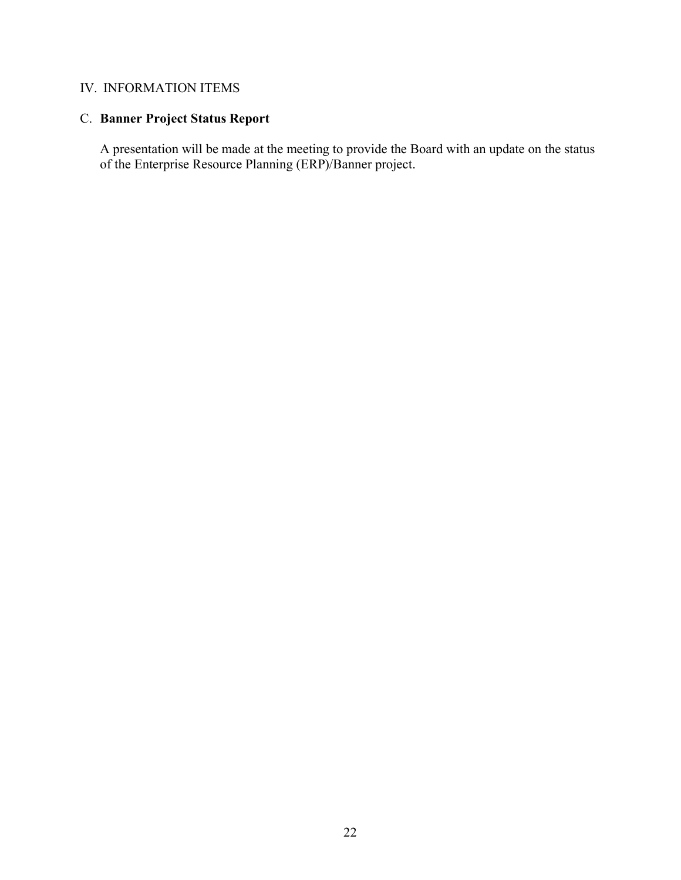IV. INFORMATION ITEMS

C. **Banner Project Status Report**

A presentation will be made at the meeting to provide the Board with an update on the status of the Enterprise Resource Planning (ERP)/Banner project.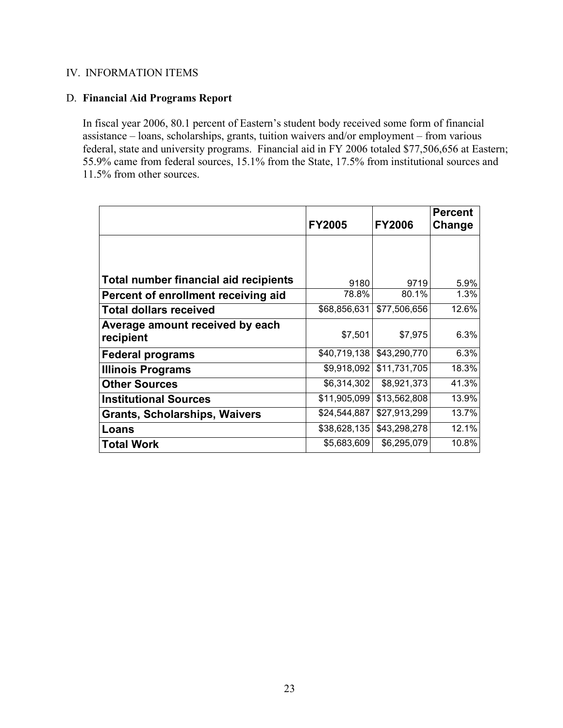## IV. INFORMATION ITEMS

### D. **Financial Aid Programs Report**

In fiscal year 2006, 80.1 percent of Eastern's student body received some form of financial assistance – loans, scholarships, grants, tuition waivers and/or employment – from various federal, state and university programs. Financial aid in FY 2006 totaled $77,506,656 at Eastern; 55.9% came from federal sources, 15.1% from the State, 17.5% from institutional sources and 11.5% from other sources.

| | FY2005 | FY2006 | Percent Change |
|---|---|---|---|
| **Total number financial aid recipients** | 9180 | 9719 | 5.9% |
| **Percent of enrollment receiving aid** | 78.8% | 80.1% | 1.3% |
| **Total dollars received** | $68,856,631 | $77,506,656 | 12.6% |
| **Average amount received by each recipient** | $7,501 | $7,975 | 6.3% |
| **Federal programs** | $40,719,138 | $43,290,770 | 6.3% |
| **Illinois Programs** | $9,918,092 | $11,731,705 | 18.3% |
| **Other Sources** | $6,314,302 | $8,921,373 | 41.3% |
| **Institutional Sources** | $11,905,099 | $13,562,808 | 13.9% |
| **Grants, Scholarships, Waivers** | $24,544,887 | $27,913,299 | 13.7% |
| **Loans** | $38,628,135 | $43,298,278 | 12.1% |
| **Total Work** | $5,683,609 | $6,295,079 | 10.8% |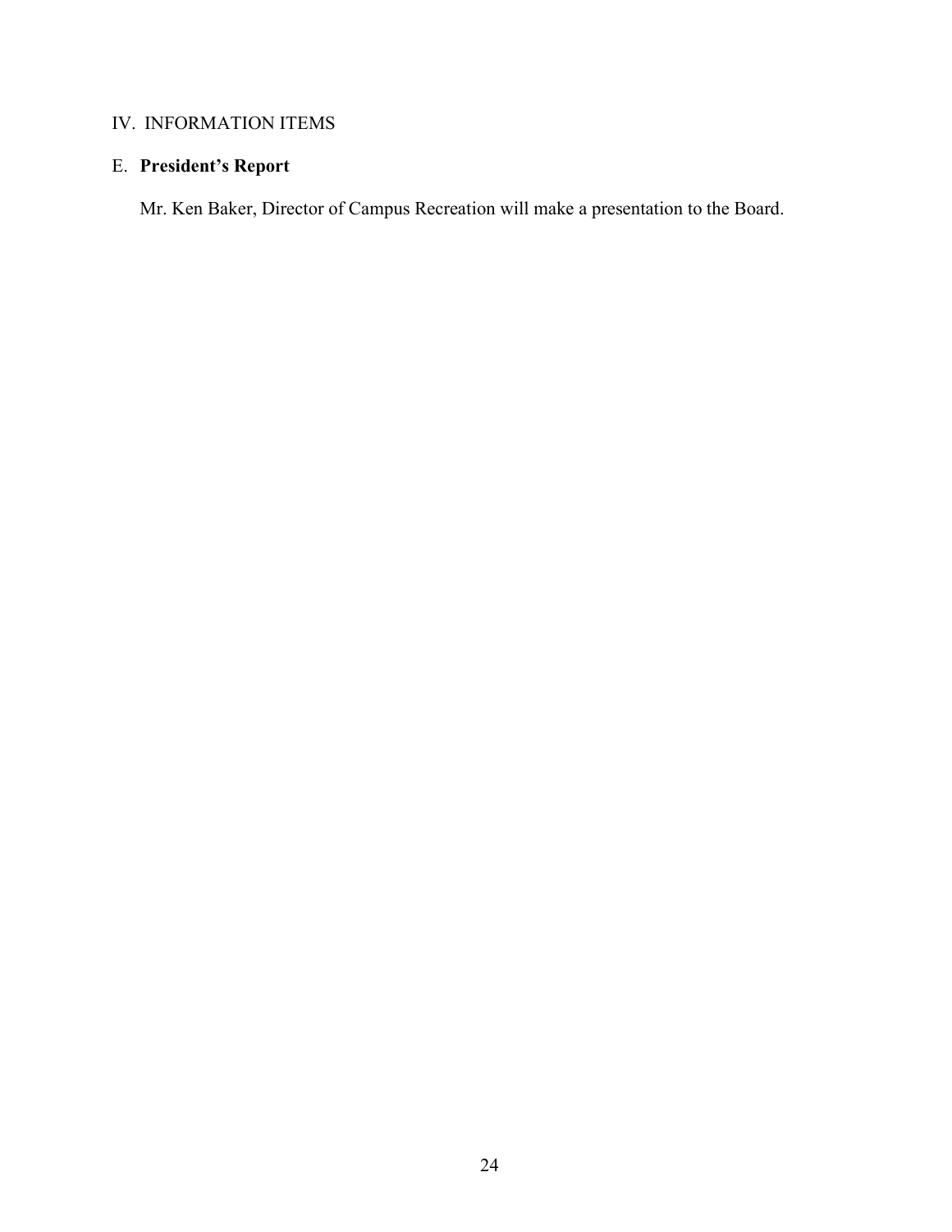IV. INFORMATION ITEMS

E. **President's Report**

Mr. Ken Baker, Director of Campus Recreation will make a presentation to the Board.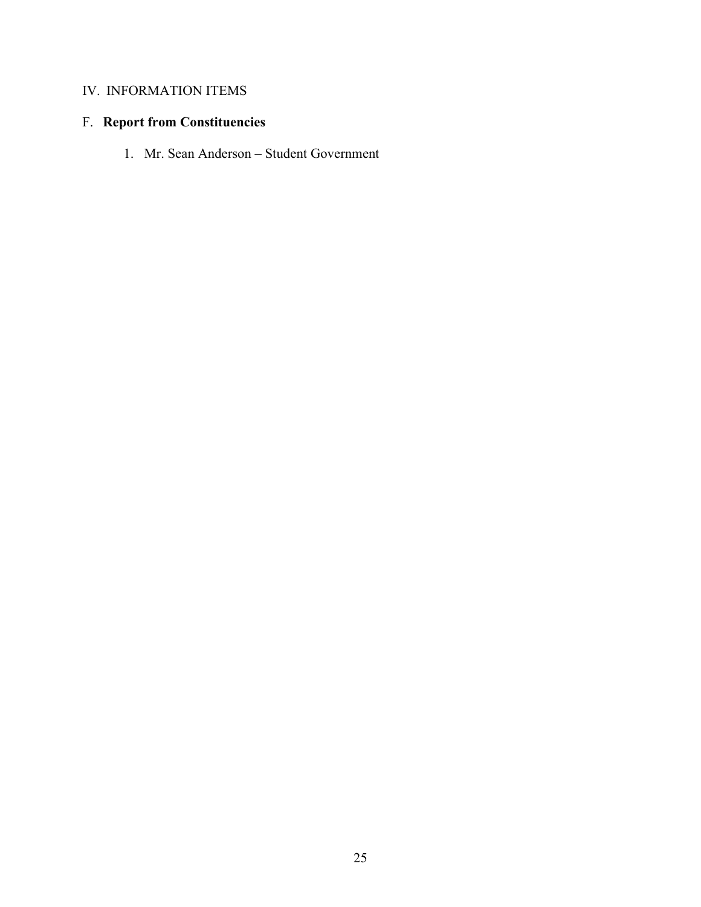## IV. INFORMATION ITEMS

### F. **Report from Constituencies**

1. Mr. Sean Anderson – Student Government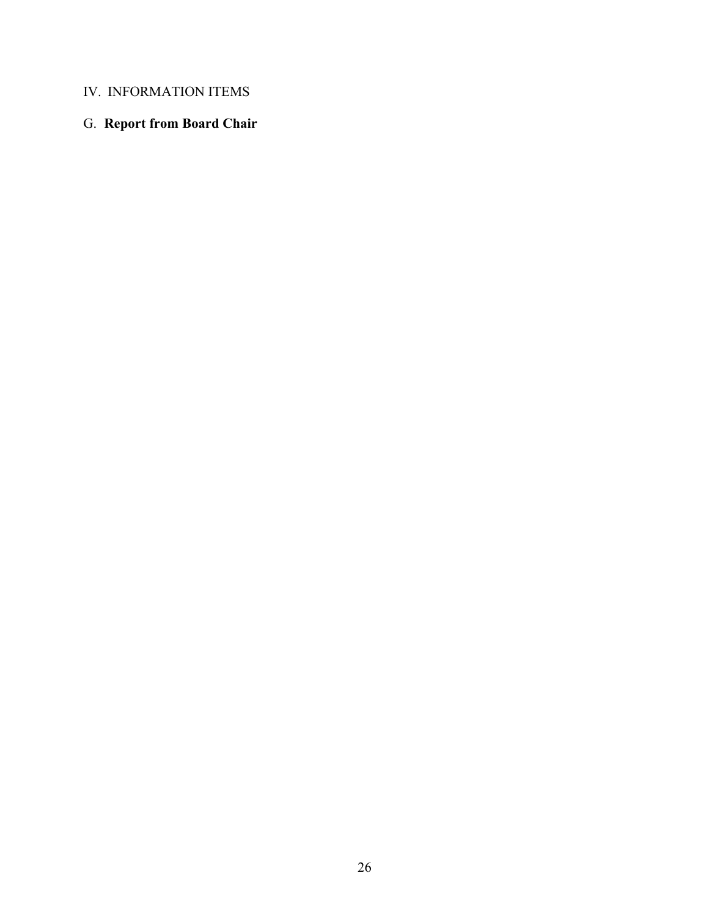IV. INFORMATION ITEMS

G. **Report from Board Chair**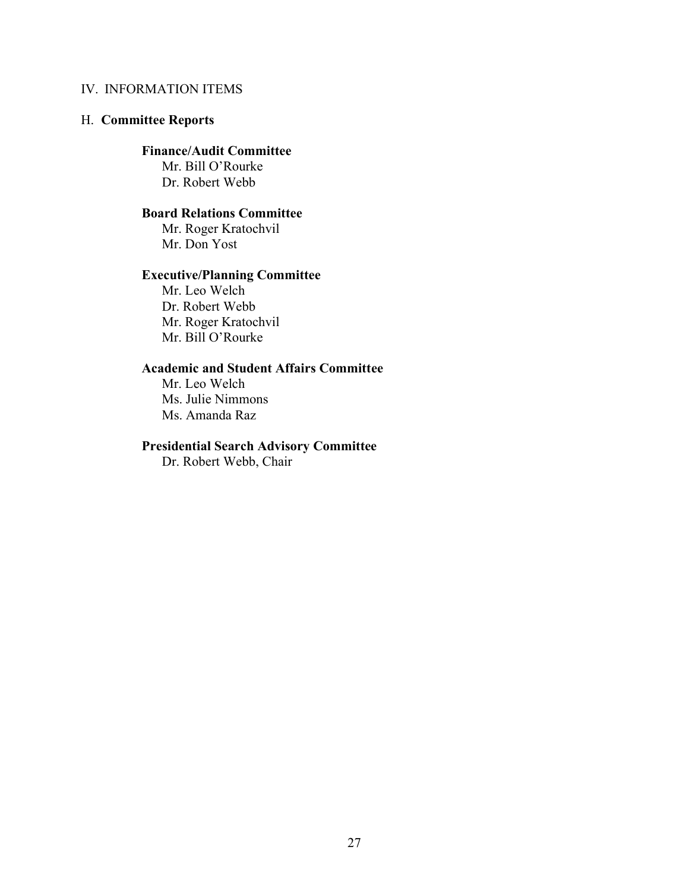IV. INFORMATION ITEMS

H. **Committee Reports**

**Finance/Audit Committee**
Mr. Bill O'Rourke
Dr. Robert Webb

**Board Relations Committee**
Mr. Roger Kratochvil
Mr. Don Yost

**Executive/Planning Committee**
Mr. Leo Welch
Dr. Robert Webb
Mr. Roger Kratochvil
Mr. Bill O'Rourke

**Academic and Student Affairs Committee**
Mr. Leo Welch
Ms. Julie Nimmons
Ms. Amanda Raz

**Presidential Search Advisory Committee**
Dr. Robert Webb, Chair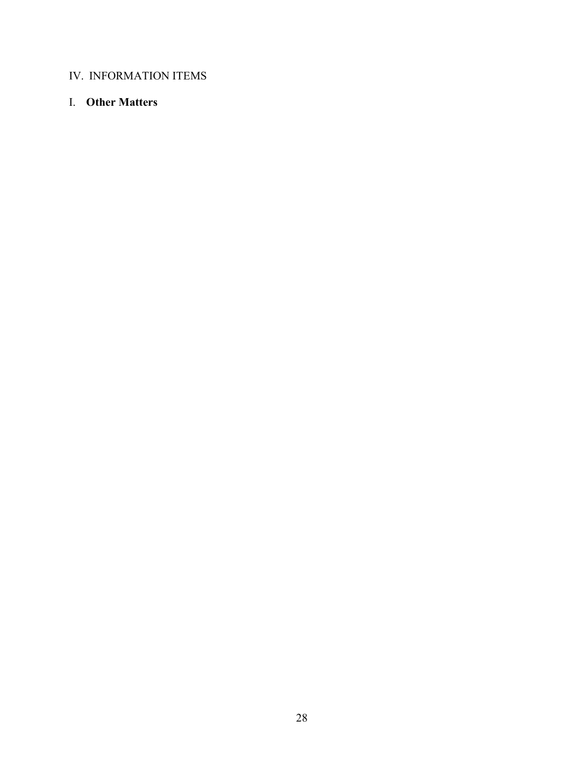IV. INFORMATION ITEMS

I. **Other Matters**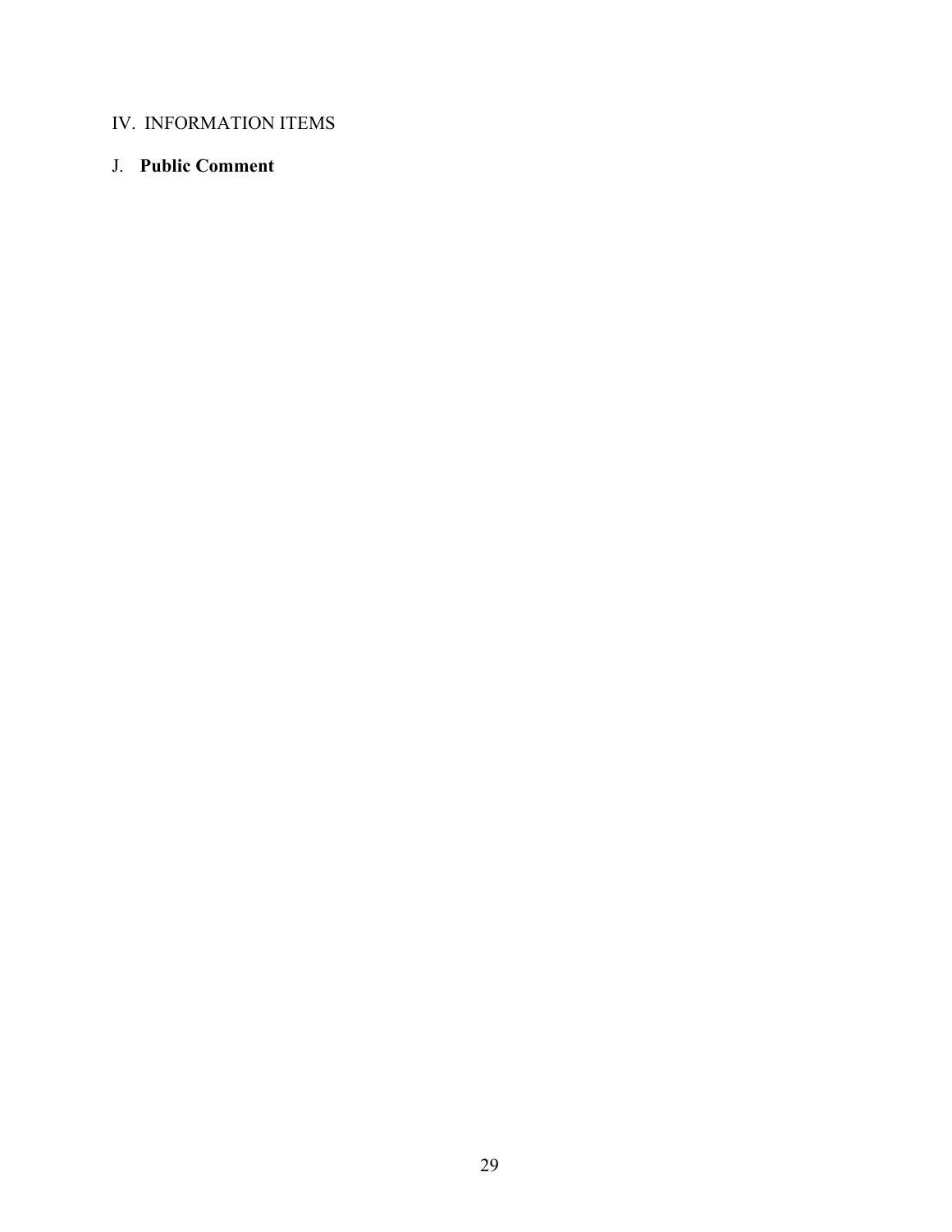IV. INFORMATION ITEMS

J. **Public Comment**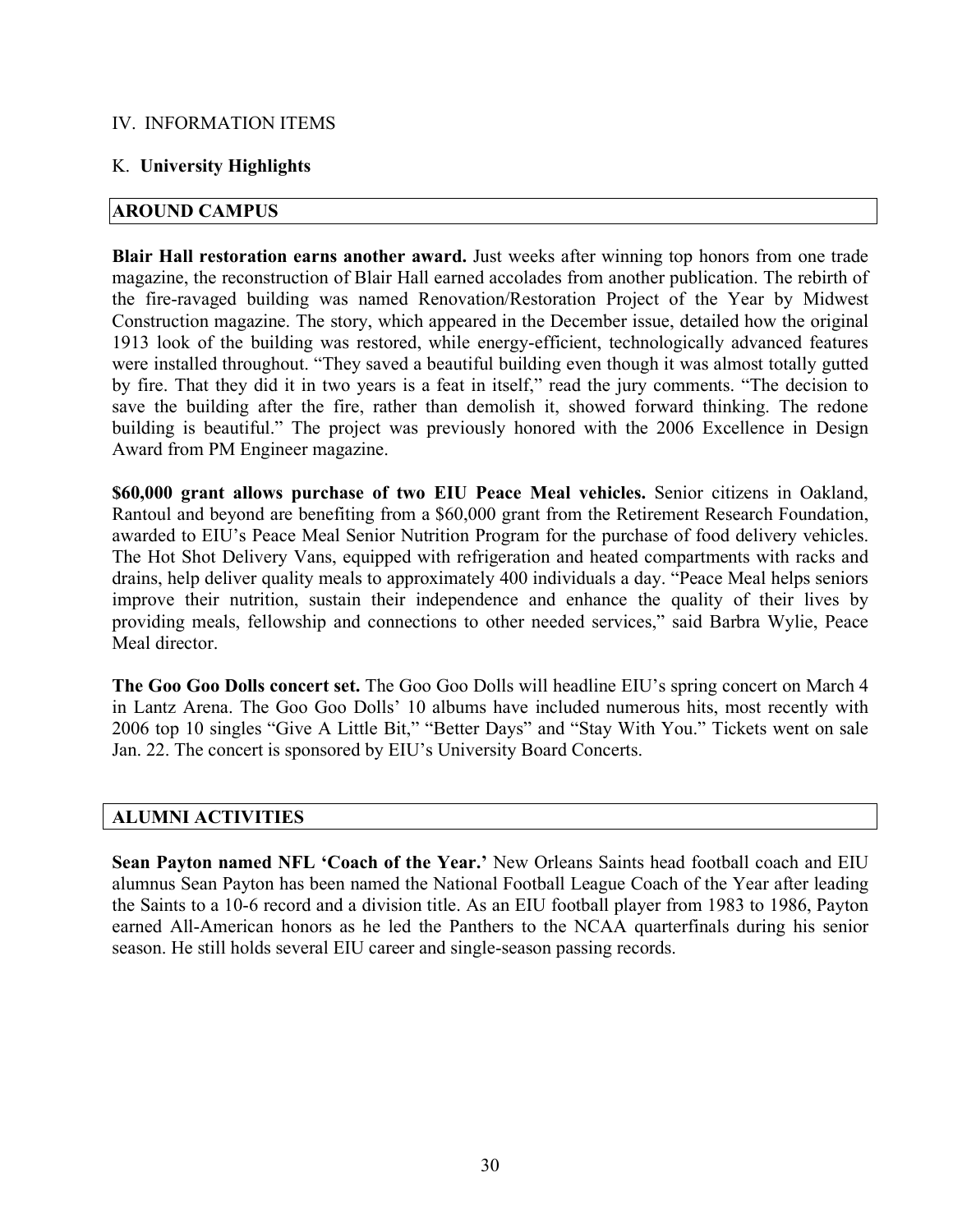IV. INFORMATION ITEMS

K. **University Highlights**

## AROUND CAMPUS

**Blair Hall restoration earns another award.** Just weeks after winning top honors from one trade magazine, the reconstruction of Blair Hall earned accolades from another publication. The rebirth of the fire-ravaged building was named Renovation/Restoration Project of the Year by Midwest Construction magazine. The story, which appeared in the December issue, detailed how the original 1913 look of the building was restored, while energy-efficient, technologically advanced features were installed throughout. "They saved a beautiful building even though it was almost totally gutted by fire. That they did it in two years is a feat in itself," read the jury comments. "The decision to save the building after the fire, rather than demolish it, showed forward thinking. The redone building is beautiful." The project was previously honored with the 2006 Excellence in Design Award from PM Engineer magazine.

**$60,000 grant allows purchase of two EIU Peace Meal vehicles.** Senior citizens in Oakland, Rantoul and beyond are benefiting from a $60,000 grant from the Retirement Research Foundation, awarded to EIU's Peace Meal Senior Nutrition Program for the purchase of food delivery vehicles. The Hot Shot Delivery Vans, equipped with refrigeration and heated compartments with racks and drains, help deliver quality meals to approximately 400 individuals a day. "Peace Meal helps seniors improve their nutrition, sustain their independence and enhance the quality of their lives by providing meals, fellowship and connections to other needed services," said Barbra Wylie, Peace Meal director.

**The Goo Goo Dolls concert set.** The Goo Goo Dolls will headline EIU's spring concert on March 4 in Lantz Arena. The Goo Goo Dolls' 10 albums have included numerous hits, most recently with 2006 top 10 singles "Give A Little Bit," "Better Days" and "Stay With You." Tickets went on sale Jan. 22. The concert is sponsored by EIU's University Board Concerts.

## ALUMNI ACTIVITIES

**Sean Payton named NFL 'Coach of the Year.'** New Orleans Saints head football coach and EIU alumnus Sean Payton has been named the National Football League Coach of the Year after leading the Saints to a 10-6 record and a division title. As an EIU football player from 1983 to 1986, Payton earned All-American honors as he led the Panthers to the NCAA quarterfinals during his senior season. He still holds several EIU career and single-season passing records.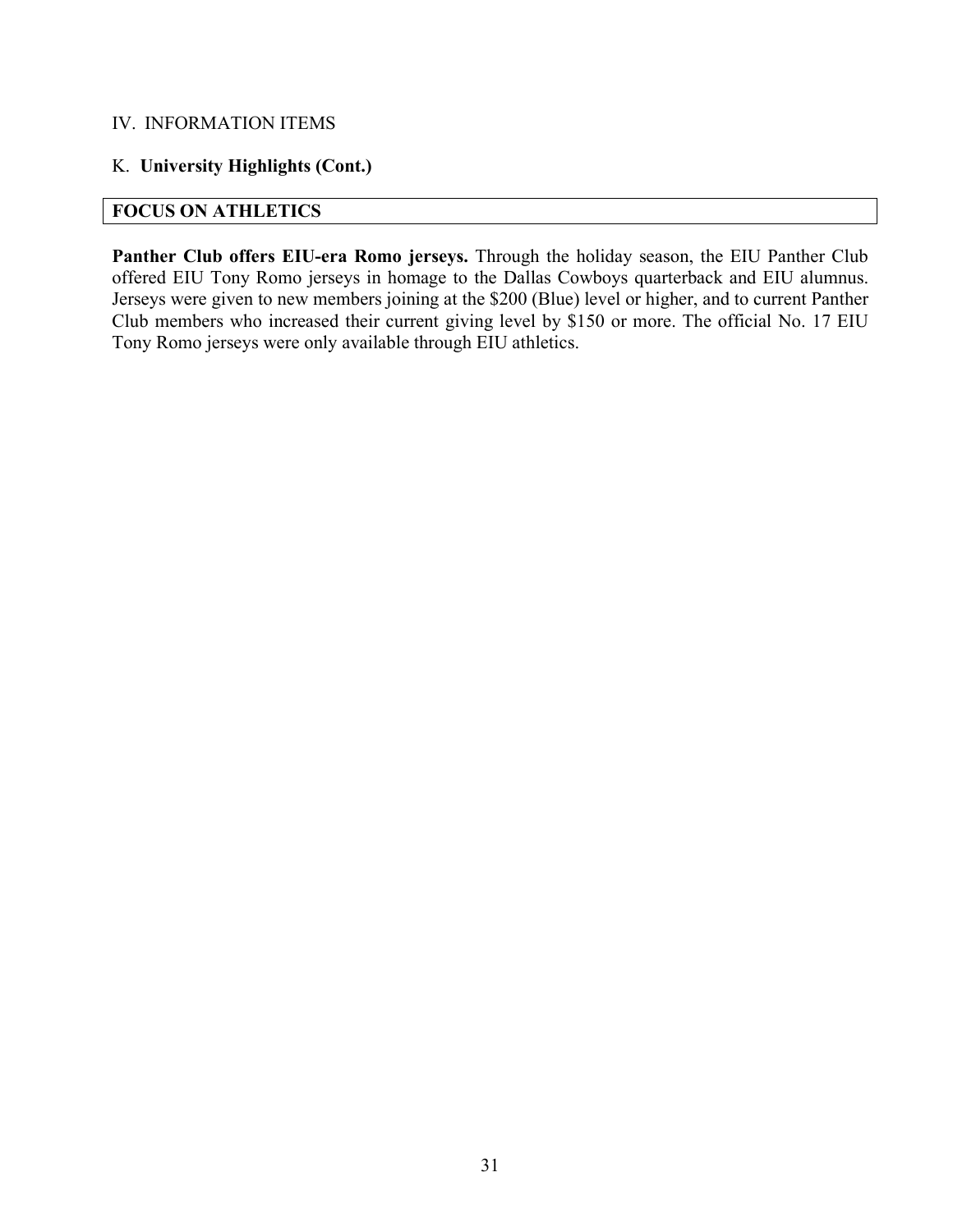IV. INFORMATION ITEMS

K. **University Highlights (Cont.)**

## FOCUS ON ATHLETICS

**Panther Club offers EIU-era Romo jerseys.** Through the holiday season, the EIU Panther Club offered EIU Tony Romo jerseys in homage to the Dallas Cowboys quarterback and EIU alumnus. Jerseys were given to new members joining at the $200 (Blue) level or higher, and to current Panther Club members who increased their current giving level by $150 or more. The official No. 17 EIU Tony Romo jerseys were only available through EIU athletics.